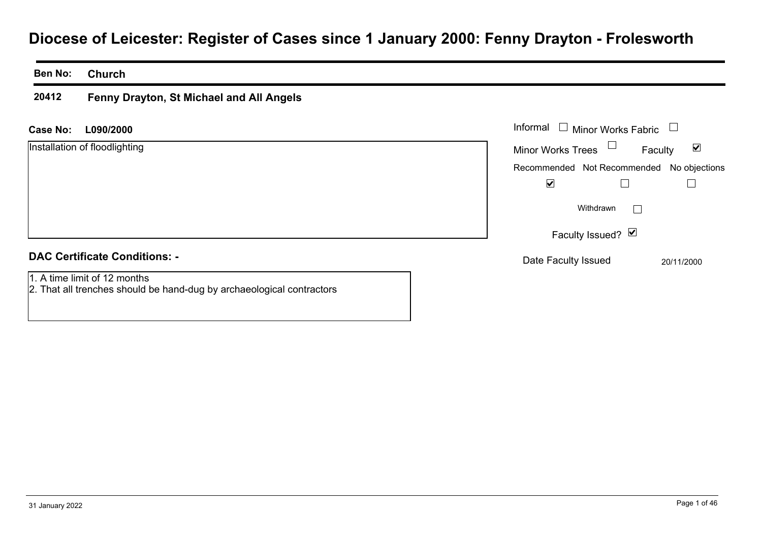# Diocese of Leicester: Register of Cases since 1 January 2000: Fenny Drayton - Frolesworth

**Ben No:** **Church**

**20412** **Fenny Drayton, St Michael and All Angels**

**Case No:** **L090/2000**

Installation of floodlighting

Informal ☐ Minor Works Fabric ☐

Minor Works Trees ☐ Faculty ☑

Recommended ☑ Not Recommended ☐ No objections ☐

Withdrawn ☐

Faculty Issued? ☑

Date Faculty Issued 20/11/2000

**DAC Certificate Conditions: -**

1. A time limit of 12 months
2. That all trenches should be hand-dug by archaeological contractors

31 January 2022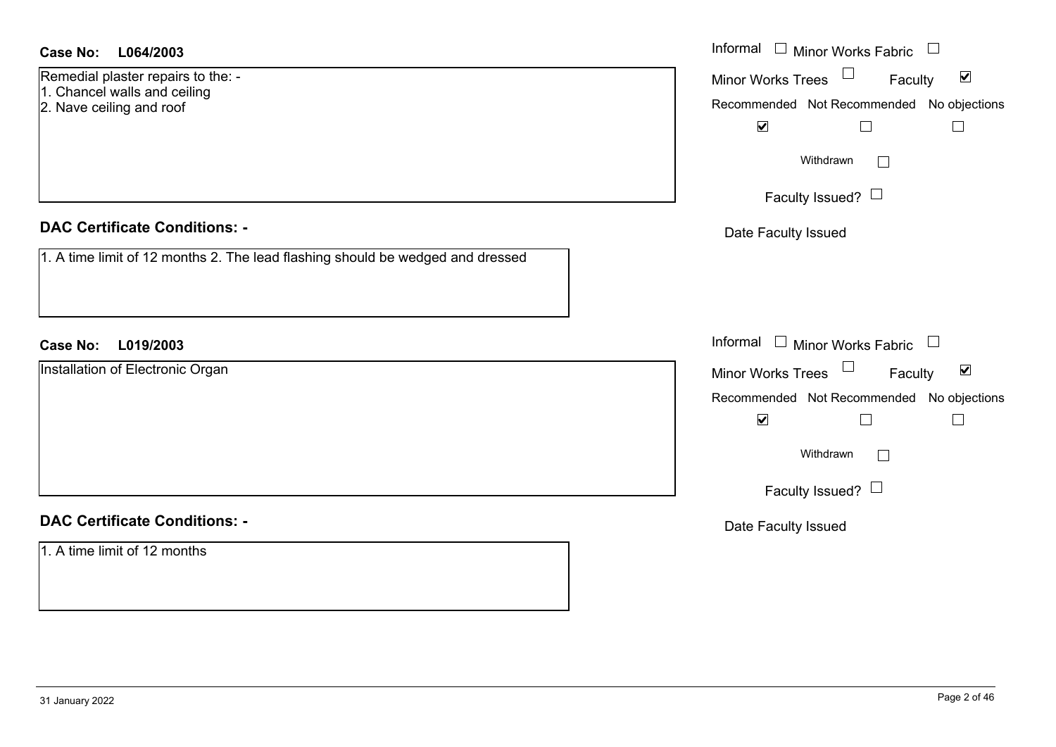**Case No:** **L064/2003**

Remedial plaster repairs to the: -
1. Chancel walls and ceiling
2. Nave ceiling and roof

Informal ☐ Minor Works Fabric ☐
Minor Works Trees ☐ Faculty ☑

| Recommended | Not Recommended | No objections |
|---|---|---|
| ☑ | ☐ | ☐ |

Withdrawn ☐

Faculty Issued? ☐

Date Faculty Issued

## DAC Certificate Conditions: -

1. A time limit of 12 months 2. The lead flashing should be wedged and dressed

**Case No:** **L019/2003**

Installation of Electronic Organ

Informal ☐ Minor Works Fabric ☐
Minor Works Trees ☐ Faculty ☑

| Recommended | Not Recommended | No objections |
|---|---|---|
| ☑ | ☐ | ☐ |

Withdrawn ☐

Faculty Issued? ☐

Date Faculty Issued

## DAC Certificate Conditions: -

1. A time limit of 12 months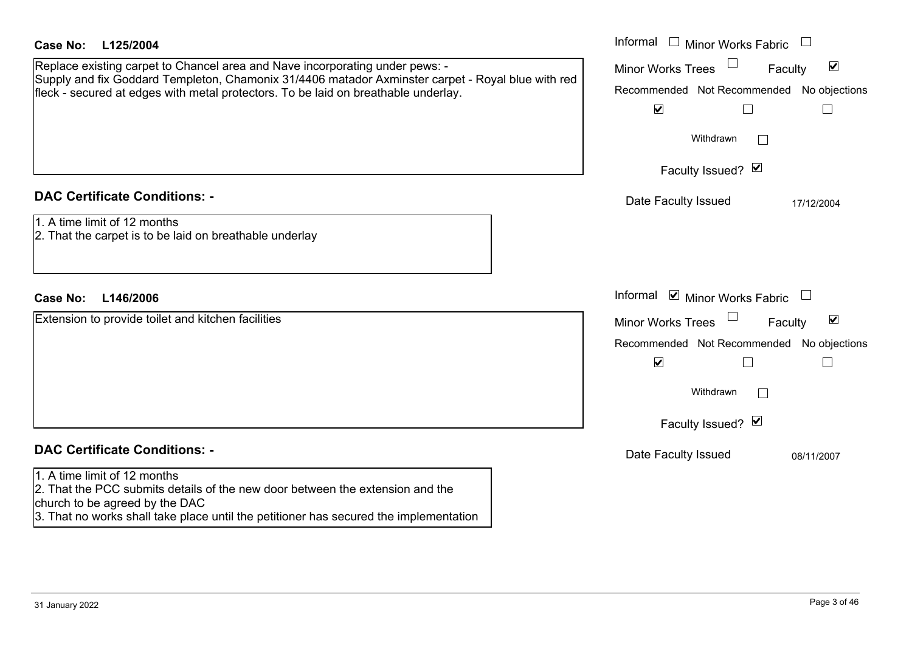**Case No: L125/2004**

Replace existing carpet to Chancel area and Nave incorporating under pews: -
Supply and fix Goddard Templeton, Chamonix 31/4406 matador Axminster carpet - Royal blue with red fleck - secured at edges with metal protectors. To be laid on breathable underlay.

Informal ☐ Minor Works Fabric ☐
Minor Works Trees ☐ Faculty ☑

| Recommended | Not Recommended | No objections |
|---|---|---|
| ☑ | ☐ | ☐ |

Withdrawn ☐

Faculty Issued? ☑

Date Faculty Issued 17/12/2004

**DAC Certificate Conditions: -**

1. A time limit of 12 months
2. That the carpet is to be laid on breathable underlay

**Case No: L146/2006**

Extension to provide toilet and kitchen facilities

Informal ☑ Minor Works Fabric ☐
Minor Works Trees ☐ Faculty ☑

| Recommended | Not Recommended | No objections |
|---|---|---|
| ☑ | ☐ | ☐ |

Withdrawn ☐

Faculty Issued? ☑

Date Faculty Issued 08/11/2007

**DAC Certificate Conditions: -**

1. A time limit of 12 months
2. That the PCC submits details of the new door between the extension and the church to be agreed by the DAC
3. That no works shall take place until the petitioner has secured the implementation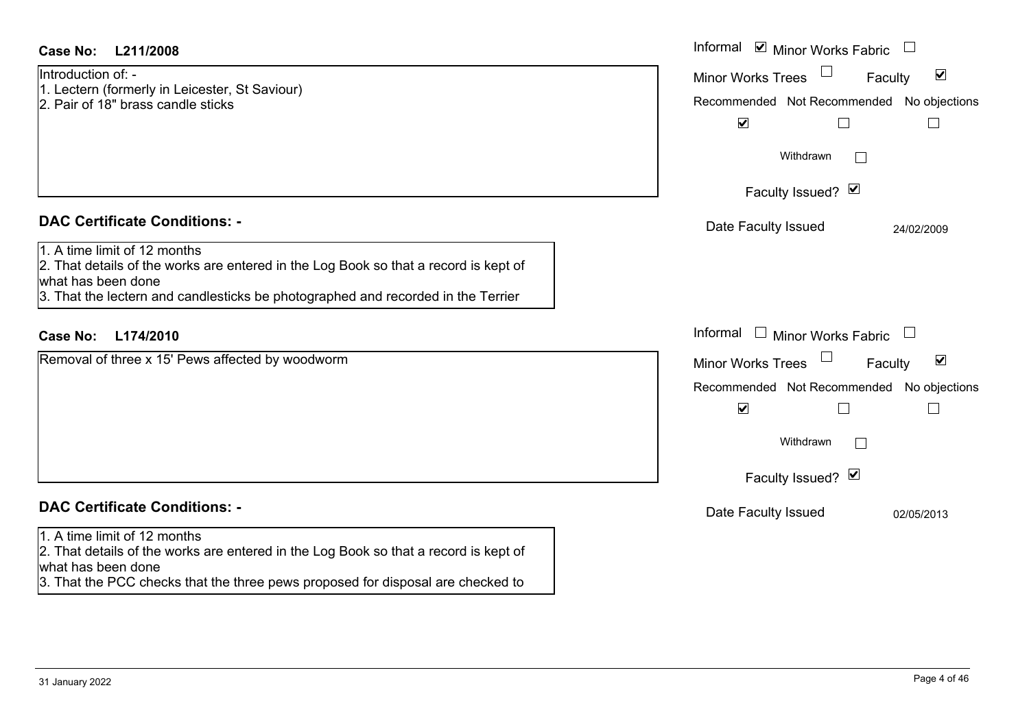**Case No: L211/2008**

Introduction of: -
1. Lectern (formerly in Leicester, St Saviour)
2. Pair of 18" brass candle sticks

Informal ☑ Minor Works Fabric ☐
Minor Works Trees ☐ Faculty ☑

| Recommended | Not Recommended | No objections |
|---|---|---|
| ☑ | ☐ | ☐ |

Withdrawn ☐

Faculty Issued? ☑

Date Faculty Issued 24/02/2009

**DAC Certificate Conditions: -**

1. A time limit of 12 months
2. That details of the works are entered in the Log Book so that a record is kept of what has been done
3. That the lectern and candlesticks be photographed and recorded in the Terrier

**Case No: L174/2010**

Removal of three x 15' Pews affected by woodworm

Informal ☐ Minor Works Fabric ☐
Minor Works Trees ☐ Faculty ☑

| Recommended | Not Recommended | No objections |
|---|---|---|
| ☑ | ☐ | ☐ |

Withdrawn ☐

Faculty Issued? ☑

Date Faculty Issued 02/05/2013

**DAC Certificate Conditions: -**

1. A time limit of 12 months
2. That details of the works are entered in the Log Book so that a record is kept of what has been done
3. That the PCC checks that the three pews proposed for disposal are checked to

31 January 2022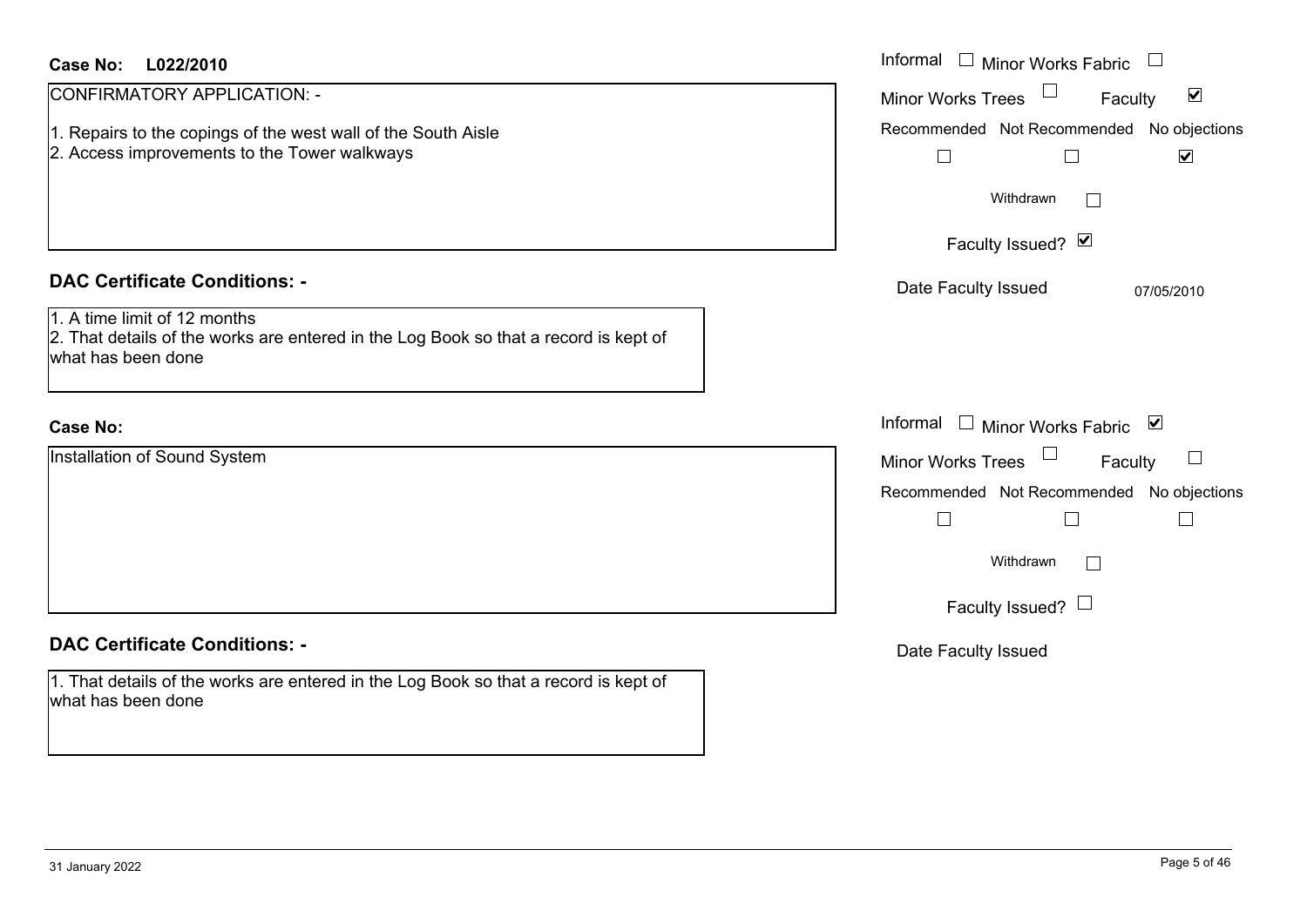**Case No:** **L022/2010**

CONFIRMATORY APPLICATION: -

1. Repairs to the copings of the west wall of the South Aisle
2. Access improvements to the Tower walkways

- Informal ☐
- Minor Works Fabric ☐
- Minor Works Trees ☐
- Faculty ☑

| Recommended | Not Recommended | No objections |
|---|---|---|
| ☐ | ☐ | ☑ |

Withdrawn ☐

Faculty Issued? ☑

Date Faculty Issued: 07/05/2010

## DAC Certificate Conditions: -

1. A time limit of 12 months
2. That details of the works are entered in the Log Book so that a record is kept of what has been done

**Case No:**

Installation of Sound System

- Informal ☐
- Minor Works Fabric ☑
- Minor Works Trees ☐
- Faculty ☐

| Recommended | Not Recommended | No objections |
|---|---|---|
| ☐ | ☐ | ☐ |

Withdrawn ☐

Faculty Issued? ☐

Date Faculty Issued:

## DAC Certificate Conditions: -

1. That details of the works are entered in the Log Book so that a record is kept of what has been done

31 January 2022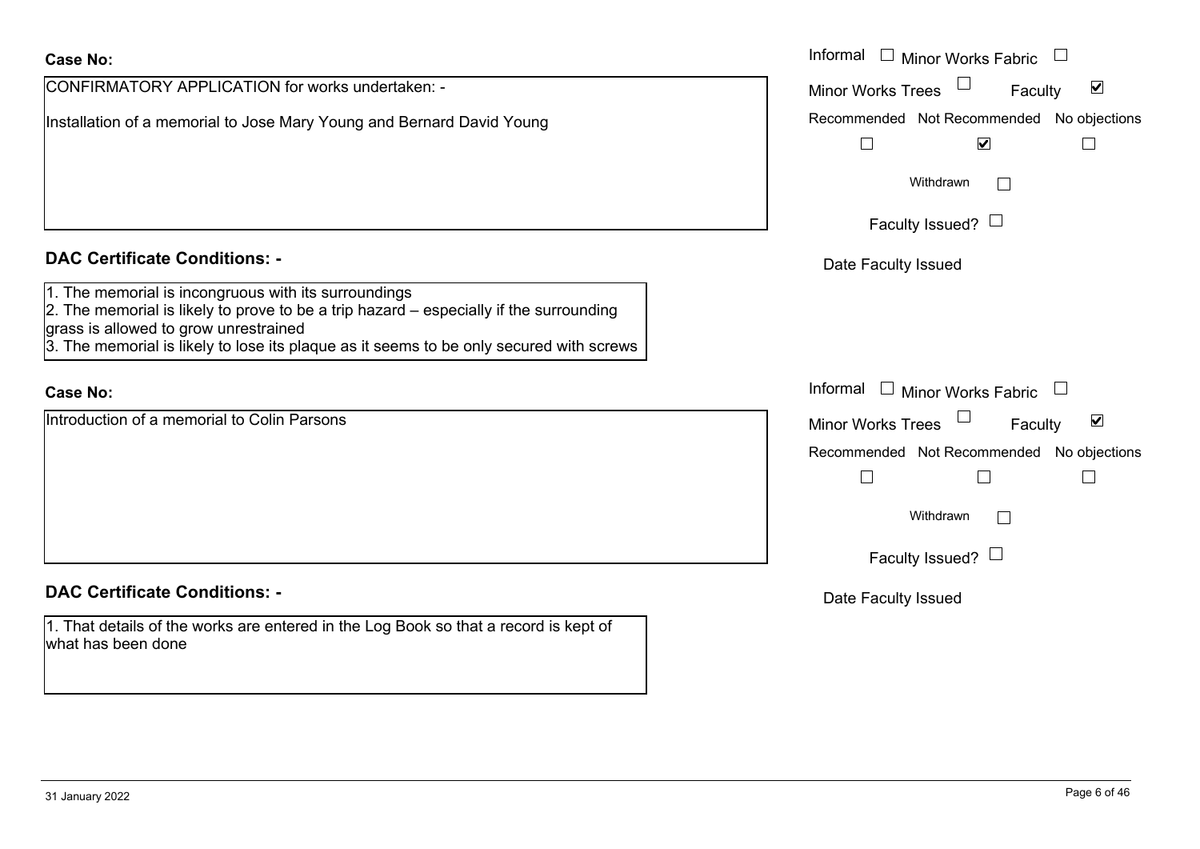**Case No:**

CONFIRMATORY APPLICATION for works undertaken: -

Installation of a memorial to Jose Mary Young and Bernard David Young

Informal ☐ Minor Works Fabric ☐
Minor Works Trees ☐ Faculty ☑
Recommended ☐ Not Recommended ☑ No objections ☐
Withdrawn ☐
Faculty Issued? ☐
Date Faculty Issued

**DAC Certificate Conditions: -**

1. The memorial is incongruous with its surroundings
2. The memorial is likely to prove to be a trip hazard – especially if the surrounding grass is allowed to grow unrestrained
3. The memorial is likely to lose its plaque as it seems to be only secured with screws

**Case No:**

Introduction of a memorial to Colin Parsons

Informal ☐ Minor Works Fabric ☐
Minor Works Trees ☐ Faculty ☑
Recommended ☐ Not Recommended ☐ No objections ☐
Withdrawn ☐
Faculty Issued? ☐
Date Faculty Issued

**DAC Certificate Conditions: -**

1. That details of the works are entered in the Log Book so that a record is kept of what has been done

31 January 2022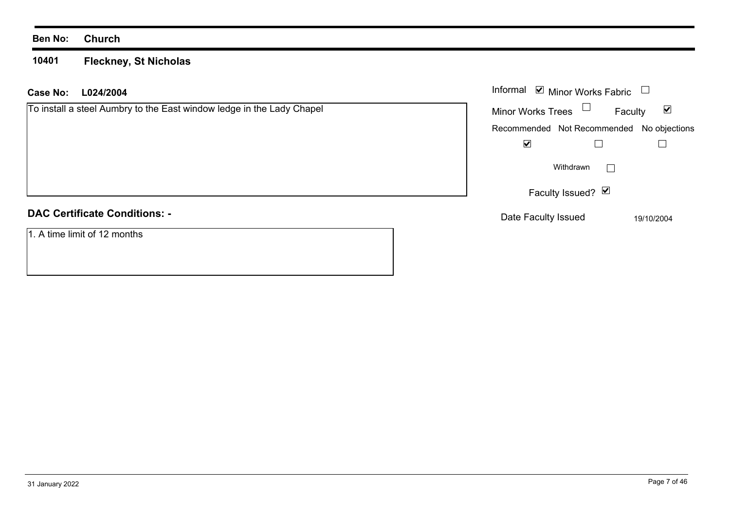| **Ben No:** | **Church** |
|---|---|
| **10401** | **Fleckney, St Nicholas** |

**Case No:** **L024/2004**

To install a steel Aumbry to the East window ledge in the Lady Chapel

| | | | |
|---|---|---|---|
| Informal | ☑ | Minor Works Fabric | ☐ |
| Minor Works Trees | ☐ | Faculty | ☑ |

| Recommended | Not Recommended | No objections |
|---|---|---|
| ☑ | ☐ | ☐ |

Withdrawn ☐

Faculty Issued? ☑

Date Faculty Issued 19/10/2004

**DAC Certificate Conditions: -**

1. A time limit of 12 months

31 January 2022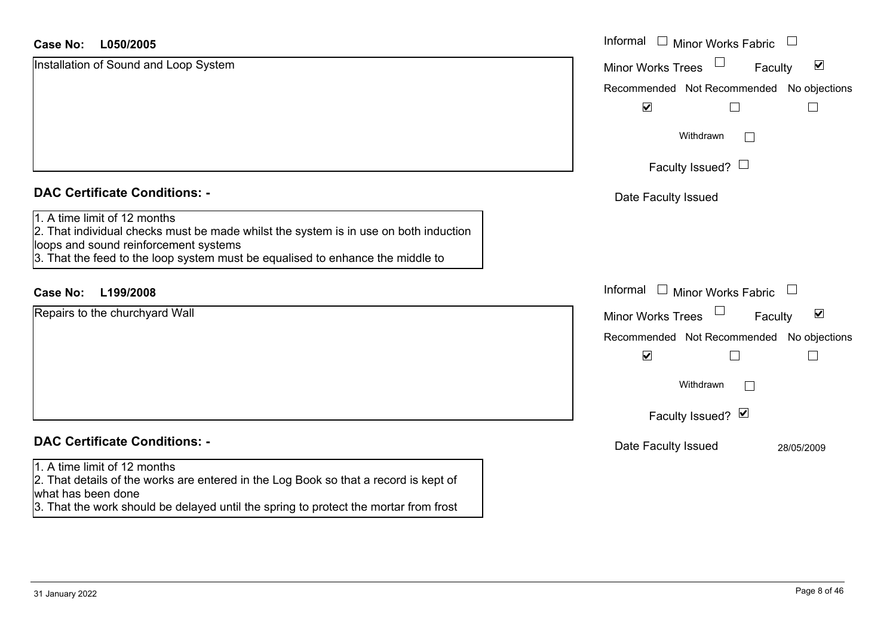**Case No: L050/2005**

Installation of Sound and Loop System

Informal ☐ Minor Works Fabric ☐
Minor Works Trees ☐ Faculty ☑

| Recommended | Not Recommended | No objections |
|---|---|---|
| ☑ | ☐ | ☐ |

Withdrawn ☐

Faculty Issued? ☐

Date Faculty Issued

**DAC Certificate Conditions: -**

1. A time limit of 12 months
2. That individual checks must be made whilst the system is in use on both induction loops and sound reinforcement systems
3. That the feed to the loop system must be equalised to enhance the middle to

**Case No: L199/2008**

Repairs to the churchyard Wall

Informal ☐ Minor Works Fabric ☐
Minor Works Trees ☐ Faculty ☑

| Recommended | Not Recommended | No objections |
|---|---|---|
| ☑ | ☐ | ☐ |

Withdrawn ☐

Faculty Issued? ☑

Date Faculty Issued 28/05/2009

**DAC Certificate Conditions: -**

1. A time limit of 12 months
2. That details of the works are entered in the Log Book so that a record is kept of what has been done
3. That the work should be delayed until the spring to protect the mortar from frost

31 January 2022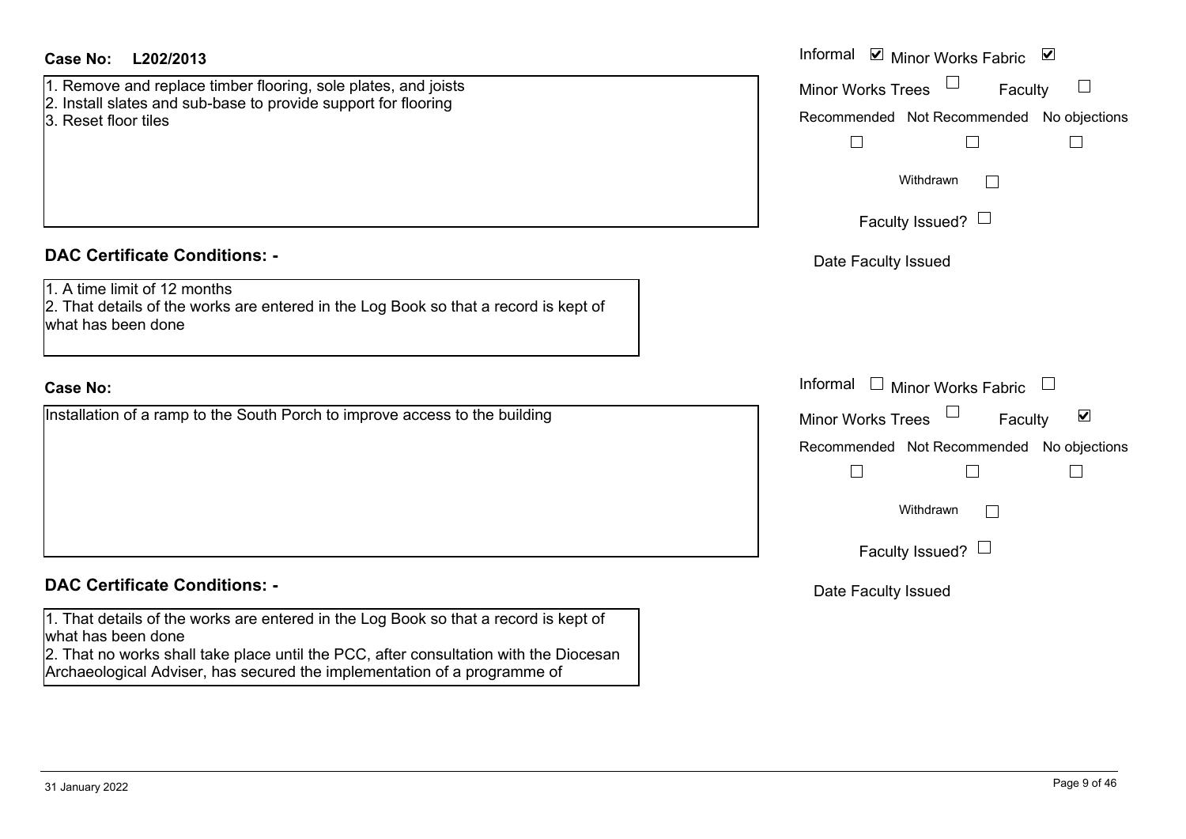**Case No:** L202/2013

1. Remove and replace timber flooring, sole plates, and joists
2. Install slates and sub-base to provide support for flooring
3. Reset floor tiles

Informal ☑ Minor Works Fabric ☑
Minor Works Trees ☐ Faculty ☐
Recommended ☐ Not Recommended ☐ No objections ☐
Withdrawn ☐
Faculty Issued? ☐
Date Faculty Issued

**DAC Certificate Conditions: -**

1. A time limit of 12 months
2. That details of the works are entered in the Log Book so that a record is kept of what has been done

**Case No:**

Installation of a ramp to the South Porch to improve access to the building

Informal ☐ Minor Works Fabric ☐
Minor Works Trees ☐ Faculty ☑
Recommended ☐ Not Recommended ☐ No objections ☐
Withdrawn ☐
Faculty Issued? ☐
Date Faculty Issued

**DAC Certificate Conditions: -**

1. That details of the works are entered in the Log Book so that a record is kept of what has been done
2. That no works shall take place until the PCC, after consultation with the Diocesan Archaeological Adviser, has secured the implementation of a programme of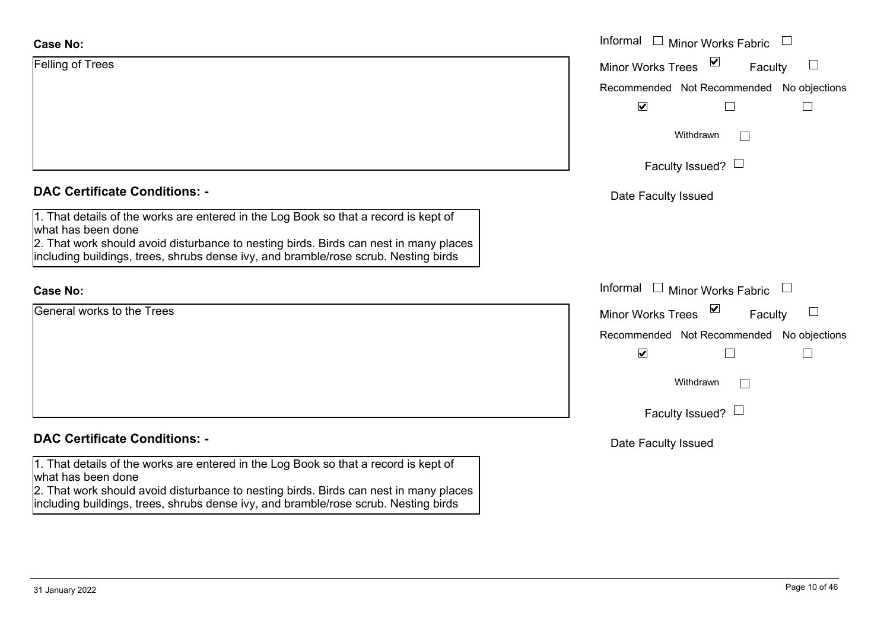**Case No:**

Felling of Trees

Informal ☐ Minor Works Fabric ☐

Minor Works Trees ☑ Faculty ☐

Recommended ☑ Not Recommended ☐ No objections ☐

Withdrawn ☐

Faculty Issued? ☐

Date Faculty Issued

**DAC Certificate Conditions: -**

1. That details of the works are entered in the Log Book so that a record is kept of what has been done
2. That work should avoid disturbance to nesting birds. Birds can nest in many places including buildings, trees, shrubs dense ivy, and bramble/rose scrub. Nesting birds

**Case No:**

General works to the Trees

Informal ☐ Minor Works Fabric ☐

Minor Works Trees ☑ Faculty ☐

Recommended ☑ Not Recommended ☐ No objections ☐

Withdrawn ☐

Faculty Issued? ☐

Date Faculty Issued

**DAC Certificate Conditions: -**

1. That details of the works are entered in the Log Book so that a record is kept of what has been done
2. That work should avoid disturbance to nesting birds. Birds can nest in many places including buildings, trees, shrubs dense ivy, and bramble/rose scrub. Nesting birds

31 January 2022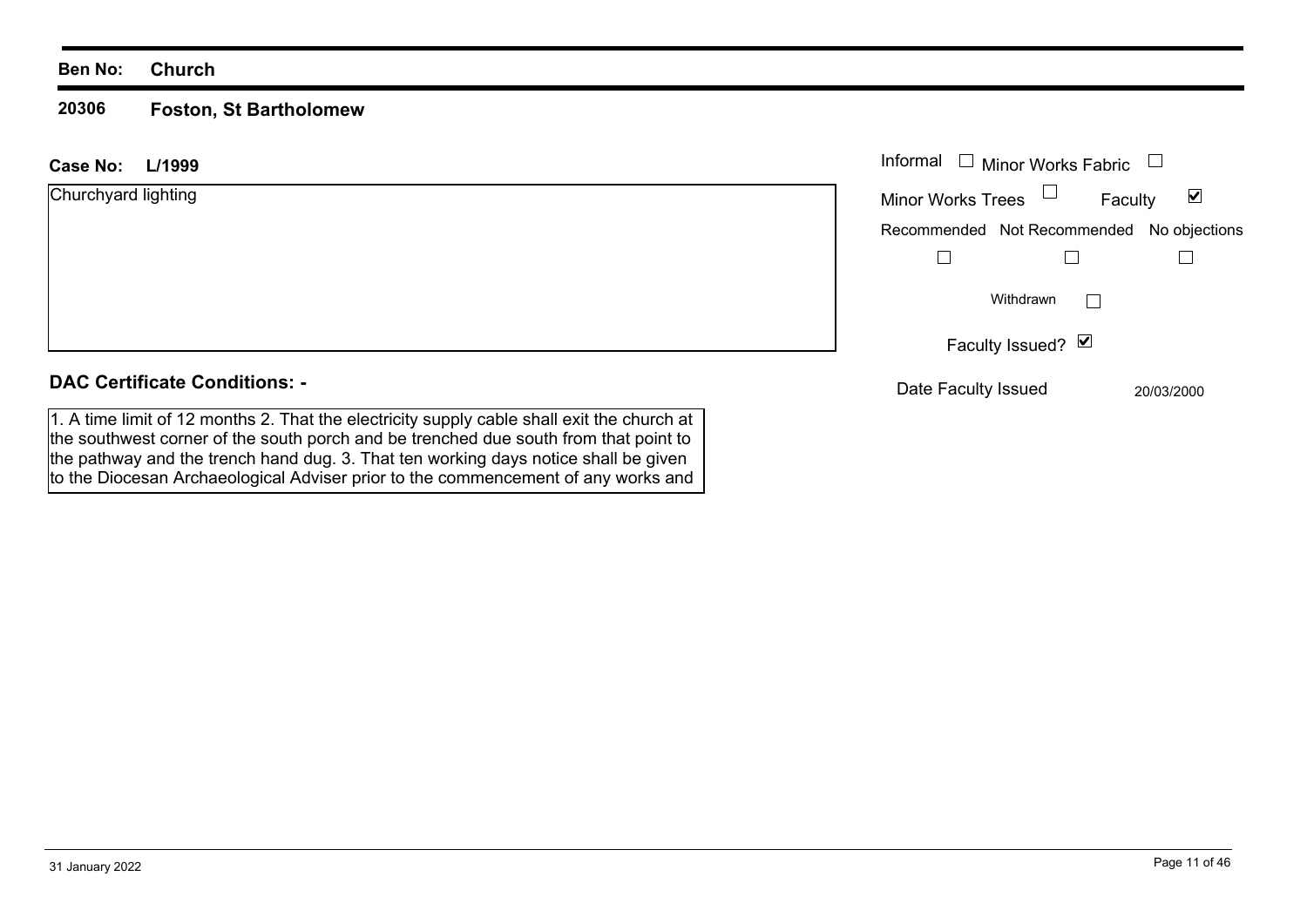**Ben No:** **Church**

**20306** **Foston, St Bartholomew**

**Case No:** **L/1999**

Churchyard lighting

| | |
|---|---|
| Informal ☐ | Minor Works Fabric ☐ |
| Minor Works Trees ☐ | Faculty ☑ |

| Recommended | Not Recommended | No objections |
|---|---|---|
| ☐ | ☐ | ☐ |

Withdrawn ☐

Faculty Issued? ☑

Date Faculty Issued 20/03/2000

**DAC Certificate Conditions: -**

1. A time limit of 12 months 2. That the electricity supply cable shall exit the church at the southwest corner of the south porch and be trenched due south from that point to the pathway and the trench hand dug. 3. That ten working days notice shall be given to the Diocesan Archaeological Adviser prior to the commencement of any works and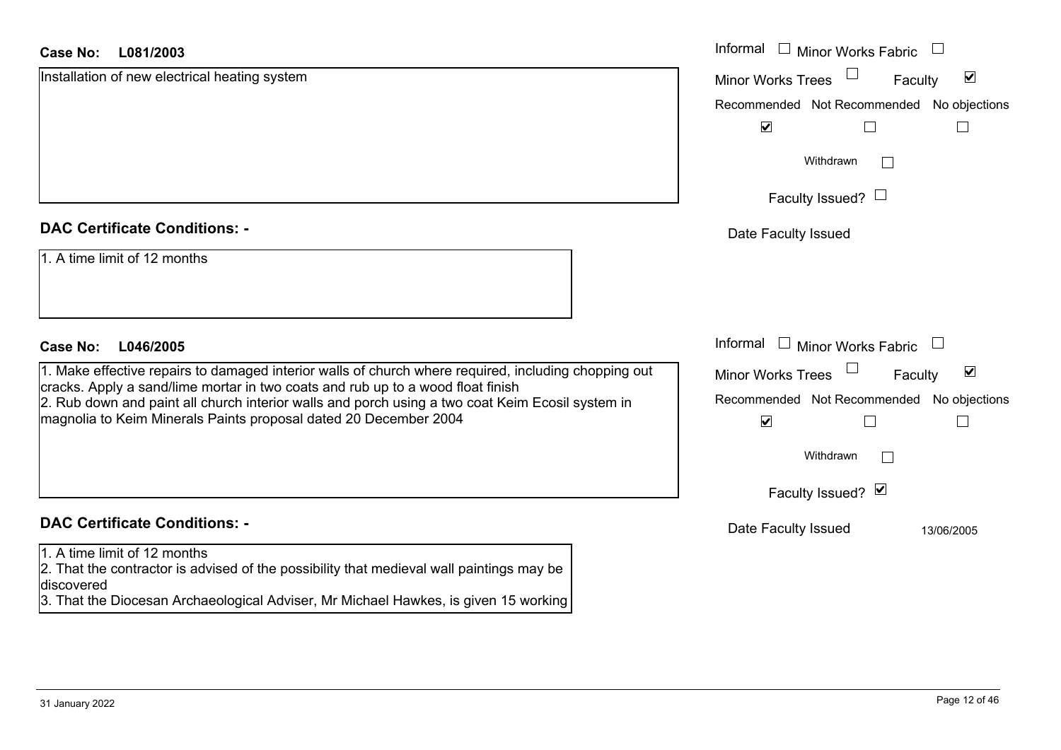**Case No: L081/2003**

Installation of new electrical heating system

Informal ☐ Minor Works Fabric ☐
Minor Works Trees ☐ Faculty ☑

| Recommended | Not Recommended | No objections |
|---|---|---|
| ☑ | ☐ | ☐ |

Withdrawn ☐

Faculty Issued? ☐

Date Faculty Issued

**DAC Certificate Conditions: -**

1. A time limit of 12 months

**Case No: L046/2005**

1. Make effective repairs to damaged interior walls of church where required, including chopping out cracks. Apply a sand/lime mortar in two coats and rub up to a wood float finish
2. Rub down and paint all church interior walls and porch using a two coat Keim Ecosil system in magnolia to Keim Minerals Paints proposal dated 20 December 2004

Informal ☐ Minor Works Fabric ☐
Minor Works Trees ☐ Faculty ☑

| Recommended | Not Recommended | No objections |
|---|---|---|
| ☑ | ☐ | ☐ |

Withdrawn ☐

Faculty Issued? ☑

Date Faculty Issued 13/06/2005

**DAC Certificate Conditions: -**

1. A time limit of 12 months
2. That the contractor is advised of the possibility that medieval wall paintings may be discovered
3. That the Diocesan Archaeological Adviser, Mr Michael Hawkes, is given 15 working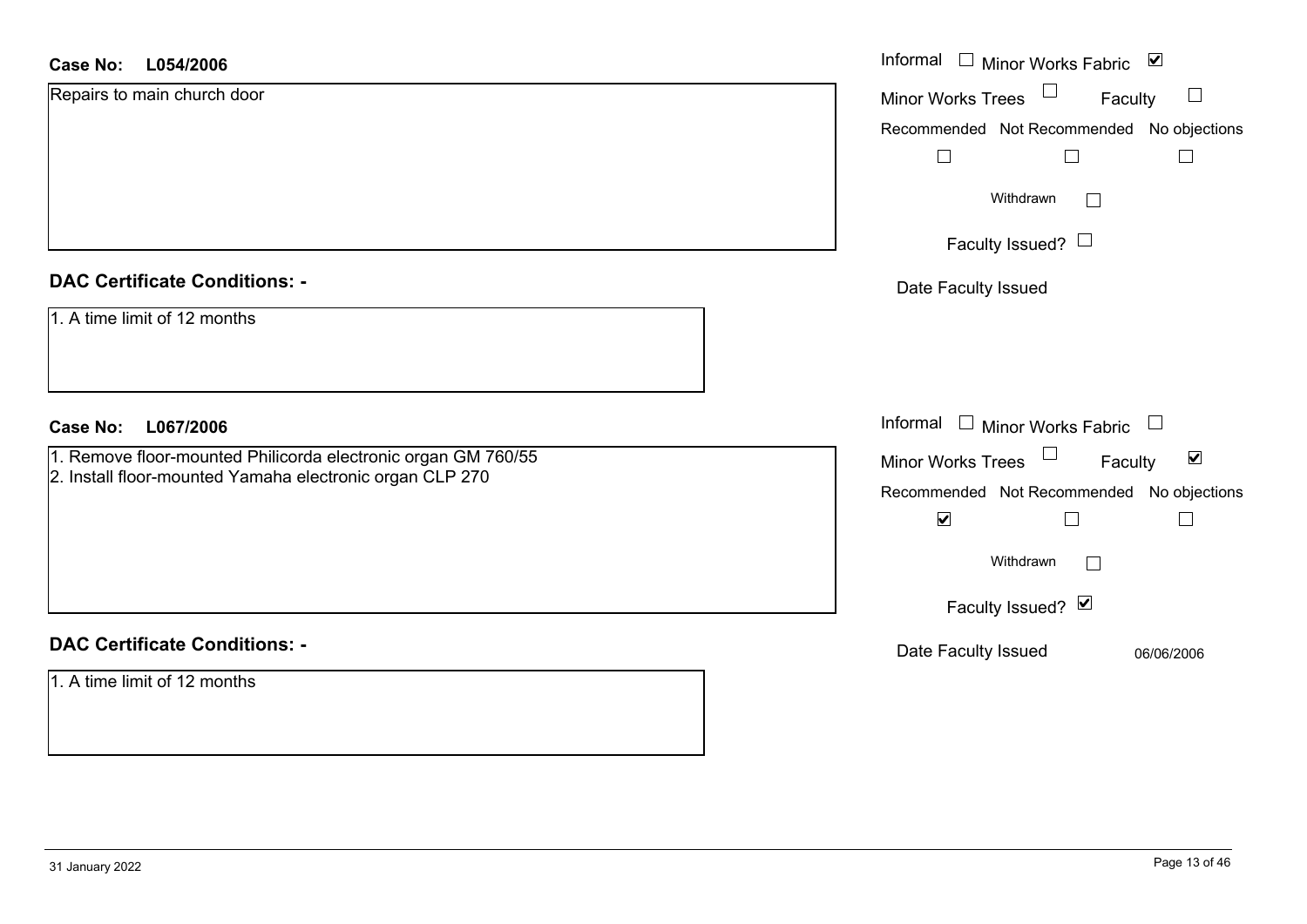**Case No:** **L054/2006**

Repairs to main church door

Informal ☐ Minor Works Fabric ☑
Minor Works Trees ☐ Faculty ☐

| Recommended | Not Recommended | No objections |
|---|---|---|
| ☐ | ☐ | ☐ |

Withdrawn ☐

Faculty Issued? ☐

Date Faculty Issued

## DAC Certificate Conditions: -

1. A time limit of 12 months

**Case No:** **L067/2006**

1. Remove floor-mounted Philicorda electronic organ GM 760/55
2. Install floor-mounted Yamaha electronic organ CLP 270

Informal ☐ Minor Works Fabric ☐
Minor Works Trees ☐ Faculty ☑

| Recommended | Not Recommended | No objections |
|---|---|---|
| ☑ | ☐ | ☐ |

Withdrawn ☐

Faculty Issued? ☑

Date Faculty Issued 06/06/2006

## DAC Certificate Conditions: -

1. A time limit of 12 months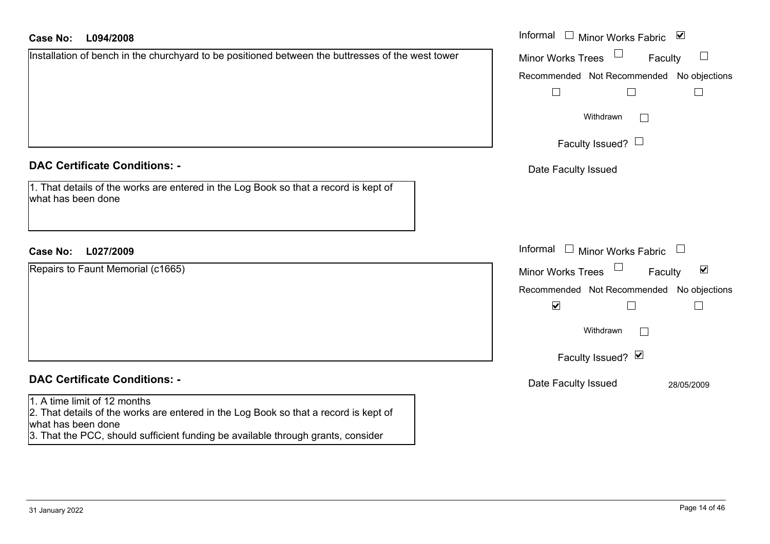**Case No: L094/2008**

Installation of bench in the churchyard to be positioned between the buttresses of the west tower

Informal ☐ Minor Works Fabric ☑

Minor Works Trees ☐ Faculty ☐

Recommended ☐ Not Recommended ☐ No objections ☐

Withdrawn ☐

Faculty Issued? ☐

Date Faculty Issued

**DAC Certificate Conditions: -**

1. That details of the works are entered in the Log Book so that a record is kept of what has been done

**Case No: L027/2009**

Repairs to Faunt Memorial (c1665)

Informal ☐ Minor Works Fabric ☐

Minor Works Trees ☐ Faculty ☑

Recommended ☑ Not Recommended ☐ No objections ☐

Withdrawn ☐

Faculty Issued? ☑

Date Faculty Issued 28/05/2009

**DAC Certificate Conditions: -**

1. A time limit of 12 months
2. That details of the works are entered in the Log Book so that a record is kept of what has been done
3. That the PCC, should sufficient funding be available through grants, consider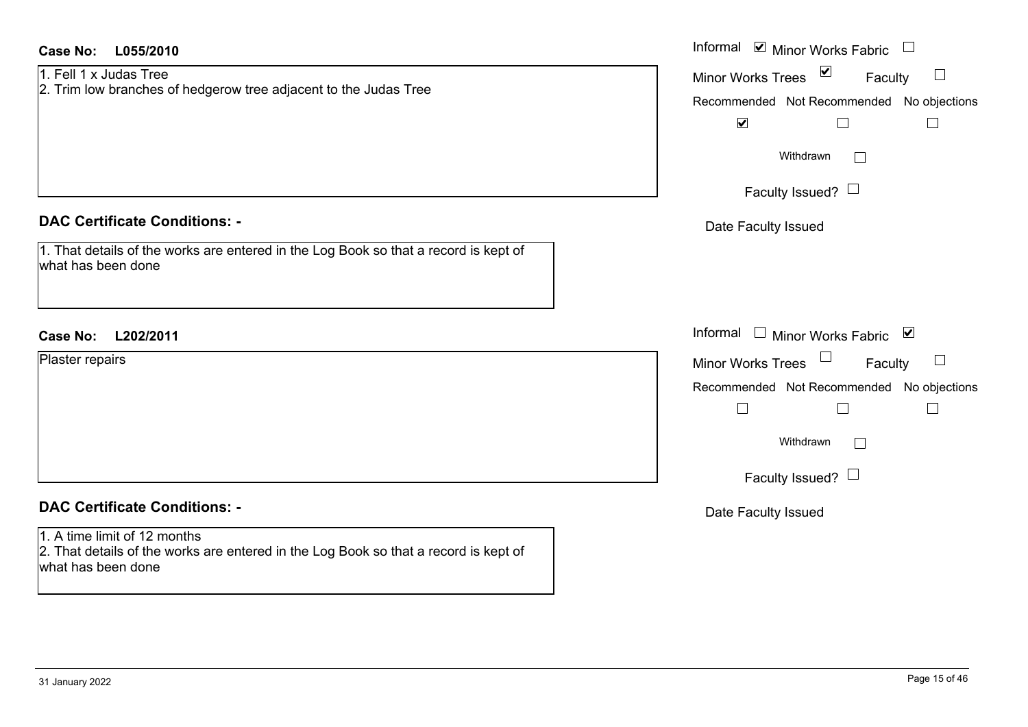**Case No: L055/2010**

1. Fell 1 x Judas Tree
2. Trim low branches of hedgerow tree adjacent to the Judas Tree

Informal ☑ Minor Works Fabric ☐
Minor Works Trees ☑ Faculty ☐

| Recommended | Not Recommended | No objections |
|---|---|---|
| ☑ | ☐ | ☐ |

Withdrawn ☐

Faculty Issued? ☐

Date Faculty Issued

**DAC Certificate Conditions: -**

1. That details of the works are entered in the Log Book so that a record is kept of what has been done

**Case No: L202/2011**

Plaster repairs

Informal ☐ Minor Works Fabric ☑
Minor Works Trees ☐ Faculty ☐

| Recommended | Not Recommended | No objections |
|---|---|---|
| ☐ | ☐ | ☐ |

Withdrawn ☐

Faculty Issued? ☐

Date Faculty Issued

**DAC Certificate Conditions: -**

1. A time limit of 12 months
2. That details of the works are entered in the Log Book so that a record is kept of what has been done

31 January 2022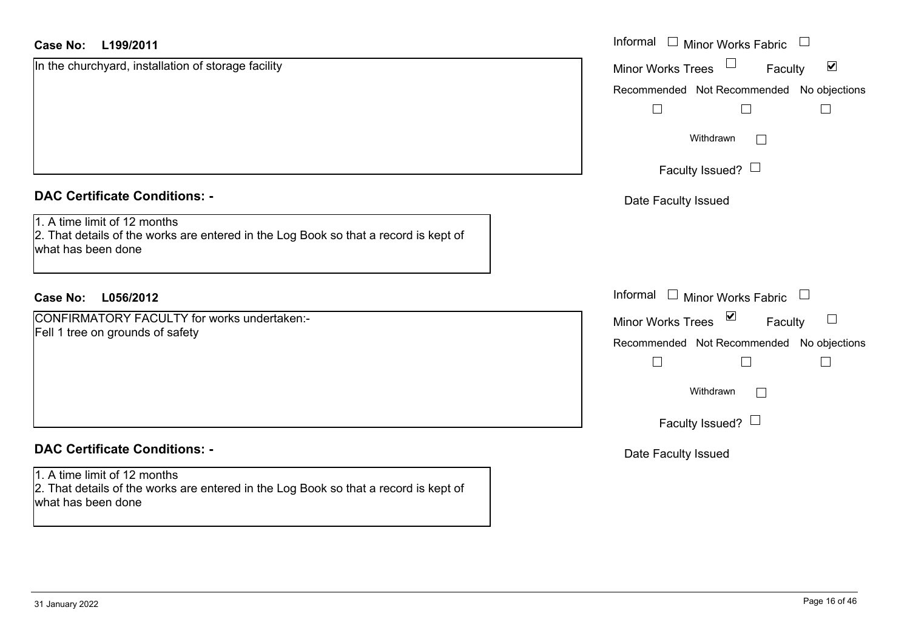**Case No:** **L199/2011**

In the churchyard, installation of storage facility

Informal ☐ Minor Works Fabric ☐
Minor Works Trees ☐ Faculty ☑

Recommended ☐ Not Recommended ☐ No objections ☐

Withdrawn ☐

Faculty Issued? ☐

Date Faculty Issued

## DAC Certificate Conditions: -

1. A time limit of 12 months
2. That details of the works are entered in the Log Book so that a record is kept of what has been done

**Case No:** **L056/2012**

CONFIRMATORY FACULTY for works undertaken:-
Fell 1 tree on grounds of safety

Informal ☐ Minor Works Fabric ☐
Minor Works Trees ☑ Faculty ☐

Recommended ☐ Not Recommended ☐ No objections ☐

Withdrawn ☐

Faculty Issued? ☐

Date Faculty Issued

## DAC Certificate Conditions: -

1. A time limit of 12 months
2. That details of the works are entered in the Log Book so that a record is kept of what has been done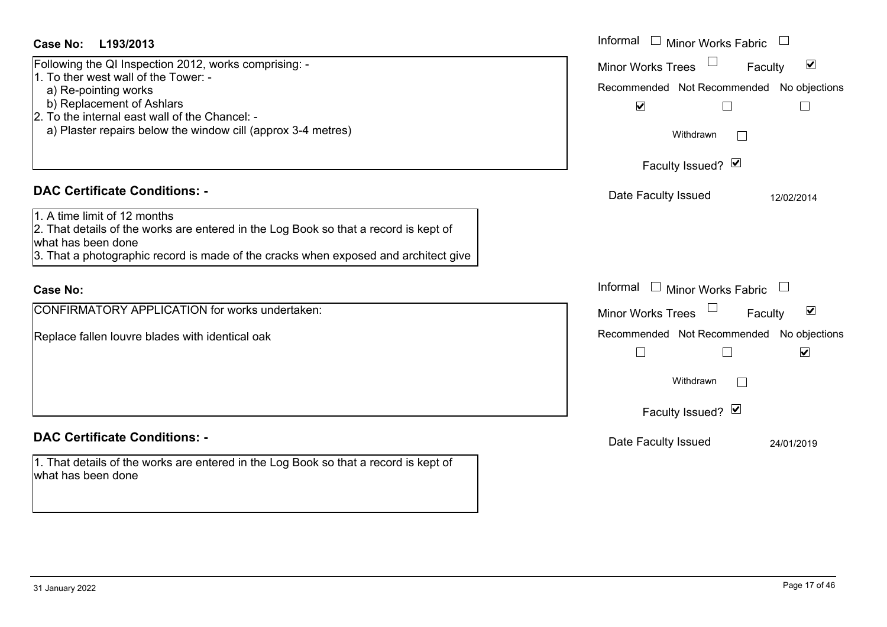**Case No:** L193/2013

Following the QI Inspection 2012, works comprising: -
1. To ther west wall of the Tower: -
   a) Re-pointing works
   b) Replacement of Ashlars
2. To the internal east wall of the Chancel: -
   a) Plaster repairs below the window cill (approx 3-4 metres)

Informal ☐ Minor Works Fabric ☐
Minor Works Trees ☐ Faculty ☑

| Recommended | Not Recommended | No objections |
| --- | --- | --- |
| ☑ | ☐ | ☐ |

Withdrawn ☐

Faculty Issued? ☑

Date Faculty Issued 12/02/2014

## DAC Certificate Conditions: -

1. A time limit of 12 months
2. That details of the works are entered in the Log Book so that a record is kept of what has been done
3. That a photographic record is made of the cracks when exposed and architect give

**Case No:**

CONFIRMATORY APPLICATION for works undertaken:

Replace fallen louvre blades with identical oak

Informal ☐ Minor Works Fabric ☐
Minor Works Trees ☐ Faculty ☑

| Recommended | Not Recommended | No objections |
| --- | --- | --- |
| ☐ | ☐ | ☑ |

Withdrawn ☐

Faculty Issued? ☑

Date Faculty Issued 24/01/2019

## DAC Certificate Conditions: -

1. That details of the works are entered in the Log Book so that a record is kept of what has been done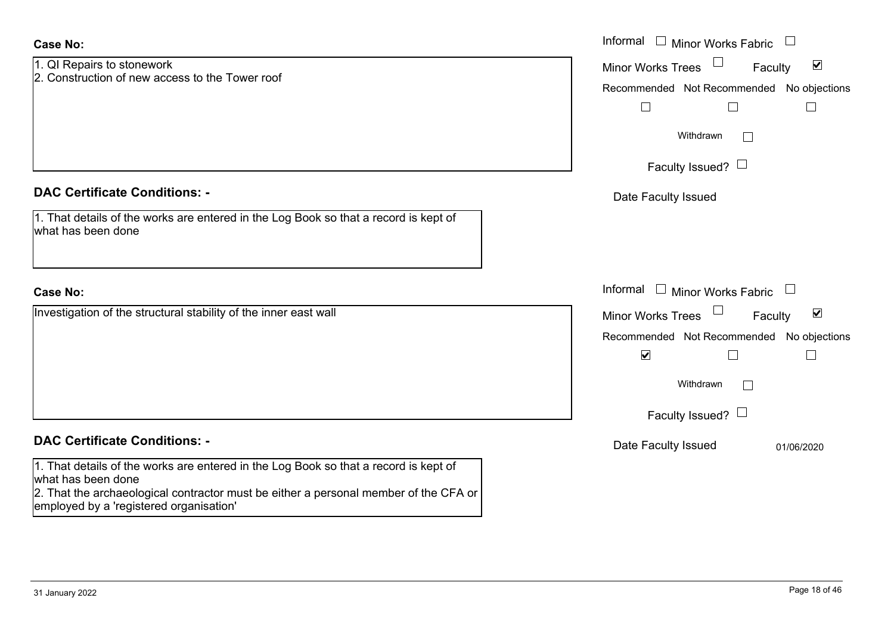**Case No:**

1. QI Repairs to stonework
2. Construction of new access to the Tower roof

Informal ☐ Minor Works Fabric ☐

Minor Works Trees ☐ Faculty ☑

Recommended ☐ Not Recommended ☐ No objections ☐

Withdrawn ☐

Faculty Issued? ☐

Date Faculty Issued

**DAC Certificate Conditions: -**

1. That details of the works are entered in the Log Book so that a record is kept of what has been done

**Case No:**

Investigation of the structural stability of the inner east wall

Informal ☐ Minor Works Fabric ☐

Minor Works Trees ☐ Faculty ☑

Recommended ☑ Not Recommended ☐ No objections ☐

Withdrawn ☐

Faculty Issued? ☐

Date Faculty Issued 01/06/2020

**DAC Certificate Conditions: -**

1. That details of the works are entered in the Log Book so that a record is kept of what has been done
2. That the archaeological contractor must be either a personal member of the CFA or employed by a 'registered organisation'

31 January 2022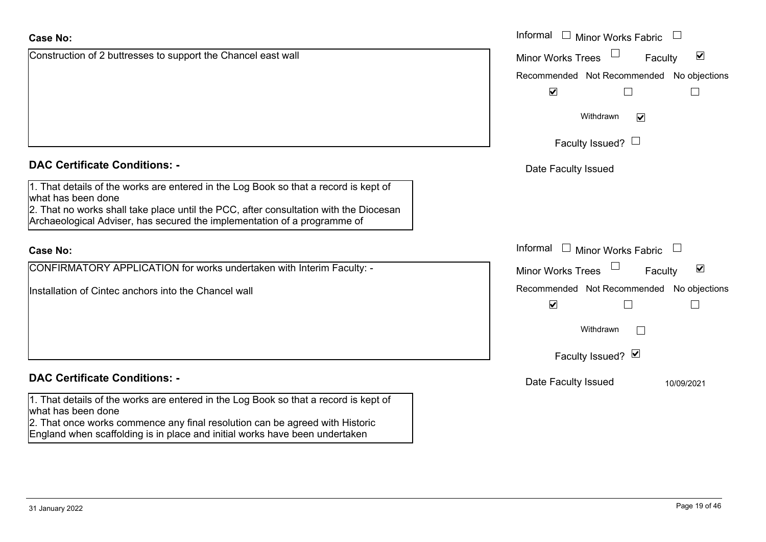**Case No:**

Construction of 2 buttresses to support the Chancel east wall

Informal ☐ Minor Works Fabric ☐
Minor Works Trees ☐ Faculty ☑

| Recommended | Not Recommended | No objections |
| --- | --- | --- |
| ☑ | ☐ | ☐ |

Withdrawn ☑

Faculty Issued? ☐

Date Faculty Issued

**DAC Certificate Conditions: -**

1. That details of the works are entered in the Log Book so that a record is kept of what has been done
2. That no works shall take place until the PCC, after consultation with the Diocesan Archaeological Adviser, has secured the implementation of a programme of

**Case No:**

CONFIRMATORY APPLICATION for works undertaken with Interim Faculty: -

Installation of Cintec anchors into the Chancel wall

Informal ☐ Minor Works Fabric ☐
Minor Works Trees ☐ Faculty ☑

| Recommended | Not Recommended | No objections |
| --- | --- | --- |
| ☑ | ☐ | ☐ |

Withdrawn ☐

Faculty Issued? ☑

Date Faculty Issued 10/09/2021

**DAC Certificate Conditions: -**

1. That details of the works are entered in the Log Book so that a record is kept of what has been done
2. That once works commence any final resolution can be agreed with Historic England when scaffolding is in place and initial works have been undertaken

31 January 2022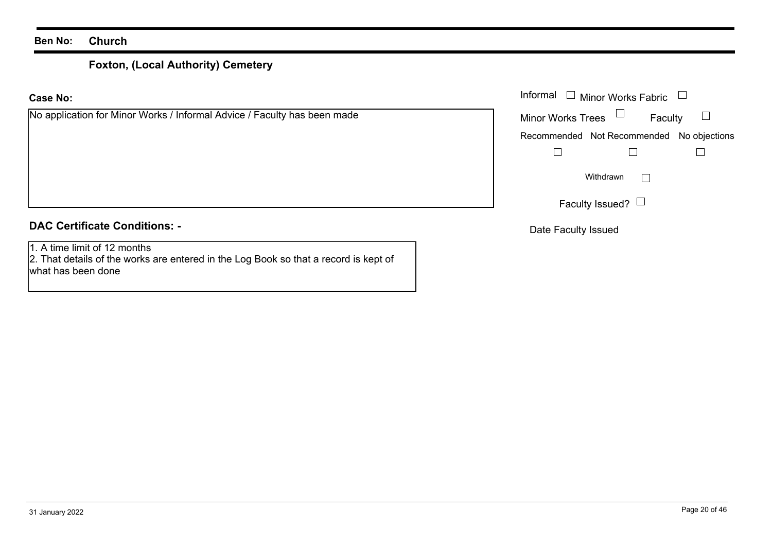**Ben No:** **Church**

## Foxton, (Local Authority) Cemetery

**Case No:**

No application for Minor Works / Informal Advice / Faculty has been made

Informal ☐ Minor Works Fabric ☐

Minor Works Trees ☐ Faculty ☐

| Recommended | Not Recommended | No objections |
|---|---|---|
| ☐ | ☐ | ☐ |

Withdrawn ☐

Faculty Issued? ☐

Date Faculty Issued

### DAC Certificate Conditions: -

1. A time limit of 12 months
2. That details of the works are entered in the Log Book so that a record is kept of what has been done

31 January 2022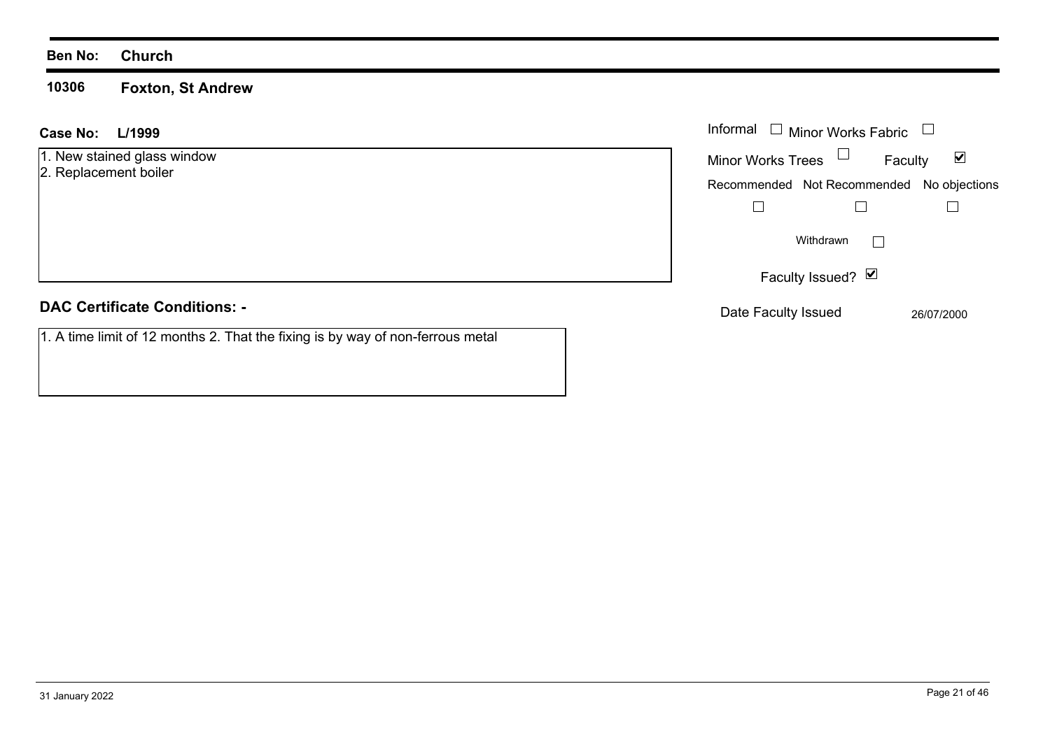**Ben No: Church**

## 10306 Foxton, St Andrew

**Case No: L/1999**

1. New stained glass window
2. Replacement boiler

Informal ☐ Minor Works Fabric ☐

Minor Works Trees ☐ Faculty ☑

Recommended ☐ Not Recommended ☐ No objections ☐

Withdrawn ☐

Faculty Issued? ☑

Date Faculty Issued 26/07/2000

**DAC Certificate Conditions: -**

1. A time limit of 12 months 2. That the fixing is by way of non-ferrous metal

31 January 2022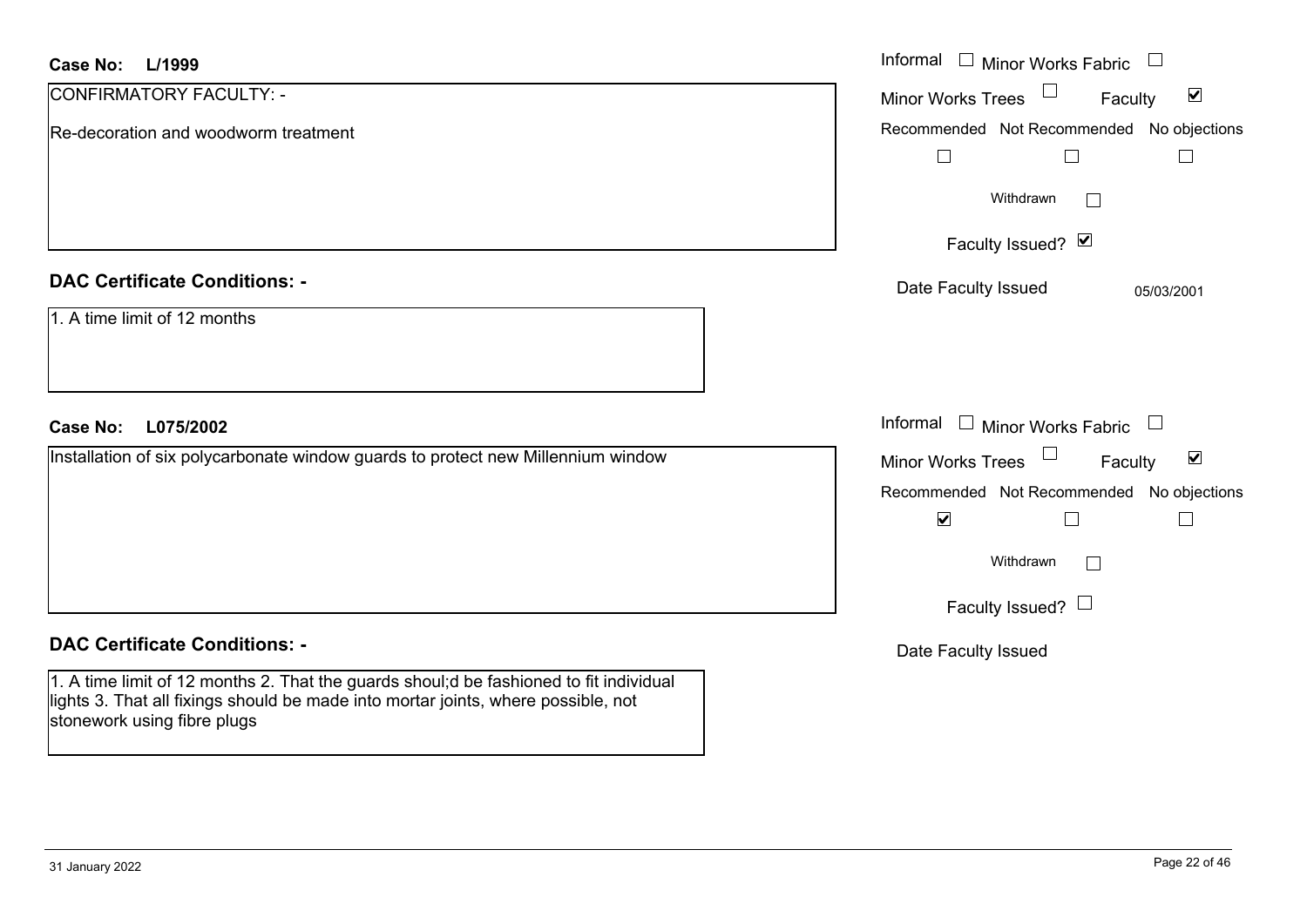**Case No: L/1999**

CONFIRMATORY FACULTY: -

Re-decoration and woodworm treatment

Informal ☐ Minor Works Fabric ☐

Minor Works Trees ☐ Faculty ☑

Recommended ☐ Not Recommended ☐ No objections ☐

Withdrawn ☐

Faculty Issued? ☑

Date Faculty Issued 05/03/2001

**DAC Certificate Conditions: -**

1. A time limit of 12 months

**Case No: L075/2002**

Installation of six polycarbonate window guards to protect new Millennium window

Informal ☐ Minor Works Fabric ☐

Minor Works Trees ☐ Faculty ☑

Recommended ☑ Not Recommended ☐ No objections ☐

Withdrawn ☐

Faculty Issued? ☐

Date Faculty Issued

**DAC Certificate Conditions: -**

1. A time limit of 12 months 2. That the guards shoul;d be fashioned to fit individual lights 3. That all fixings should be made into mortar joints, where possible, not stonework using fibre plugs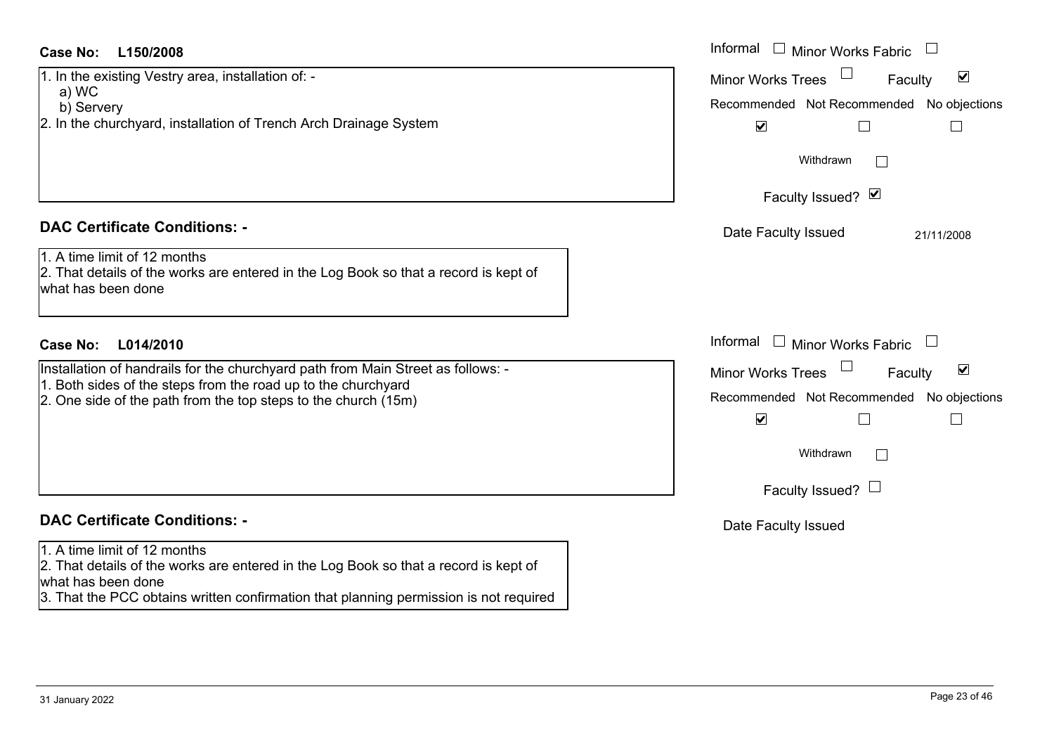**Case No: L150/2008**

1. In the existing Vestry area, installation of: -
   a) WC
   b) Servery
2. In the churchyard, installation of Trench Arch Drainage System

Informal ☐ Minor Works Fabric ☐
Minor Works Trees ☐ Faculty ☑

| Recommended | Not Recommended | No objections |
| --- | --- | --- |
| ☑ | ☐ | ☐ |

Withdrawn ☐

Faculty Issued? ☑

Date Faculty Issued 21/11/2008

**DAC Certificate Conditions: -**

1. A time limit of 12 months
2. That details of the works are entered in the Log Book so that a record is kept of what has been done

**Case No: L014/2010**

Installation of handrails for the churchyard path from Main Street as follows: -
1. Both sides of the steps from the road up to the churchyard
2. One side of the path from the top steps to the church (15m)

Informal ☐ Minor Works Fabric ☐
Minor Works Trees ☐ Faculty ☑

| Recommended | Not Recommended | No objections |
| --- | --- | --- |
| ☑ | ☐ | ☐ |

Withdrawn ☐

Faculty Issued? ☐

Date Faculty Issued

**DAC Certificate Conditions: -**

1. A time limit of 12 months
2. That details of the works are entered in the Log Book so that a record is kept of what has been done
3. That the PCC obtains written confirmation that planning permission is not required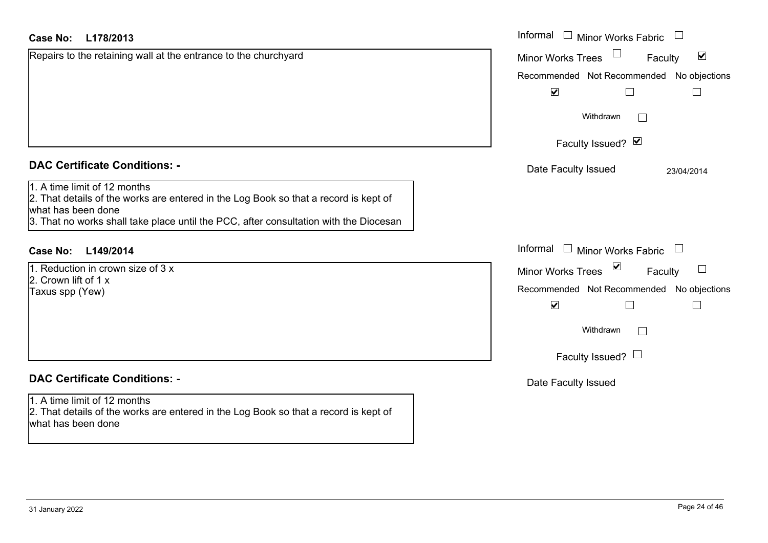**Case No: L178/2013**

Repairs to the retaining wall at the entrance to the churchyard

Informal ☐ Minor Works Fabric ☐

Minor Works Trees ☐ Faculty ☑

Recommended ☑ Not Recommended ☐ No objections ☐

Withdrawn ☐

Faculty Issued? ☑

Date Faculty Issued 23/04/2014

**DAC Certificate Conditions: -**

1. A time limit of 12 months
2. That details of the works are entered in the Log Book so that a record is kept of what has been done
3. That no works shall take place until the PCC, after consultation with the Diocesan

**Case No: L149/2014**

1. Reduction in crown size of 3 x
2. Crown lift of 1 x

Taxus spp (Yew)

Informal ☐ Minor Works Fabric ☐

Minor Works Trees ☑ Faculty ☐

Recommended ☑ Not Recommended ☐ No objections ☐

Withdrawn ☐

Faculty Issued? ☐

Date Faculty Issued

**DAC Certificate Conditions: -**

1. A time limit of 12 months
2. That details of the works are entered in the Log Book so that a record is kept of what has been done

31 January 2022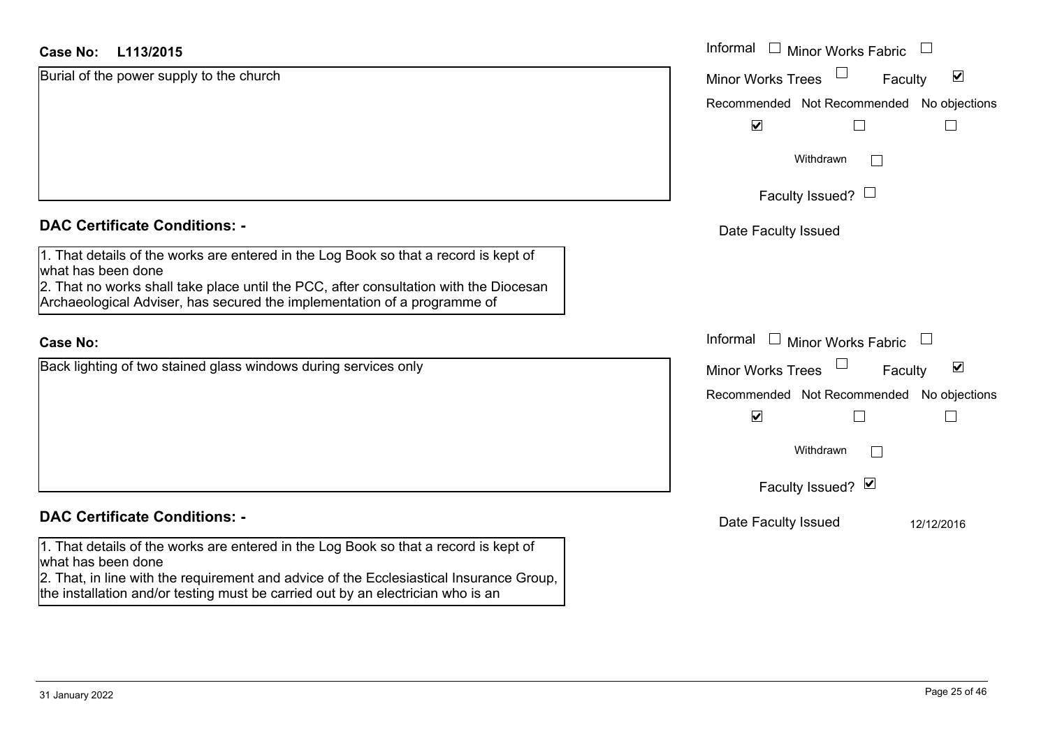**Case No:** L113/2015

Burial of the power supply to the church

Informal ☐ Minor Works Fabric ☐

Minor Works Trees ☐ Faculty ☑

| Recommended | Not Recommended | No objections |
| --- | --- | --- |
| ☑ | ☐ | ☐ |

Withdrawn ☐

Faculty Issued? ☐

Date Faculty Issued

## DAC Certificate Conditions: -

1. That details of the works are entered in the Log Book so that a record is kept of what has been done
2. That no works shall take place until the PCC, after consultation with the Diocesan Archaeological Adviser, has secured the implementation of a programme of

**Case No:**

Back lighting of two stained glass windows during services only

Informal ☐ Minor Works Fabric ☐

Minor Works Trees ☐ Faculty ☑

| Recommended | Not Recommended | No objections |
| --- | --- | --- |
| ☑ | ☐ | ☐ |

Withdrawn ☐

Faculty Issued? ☑

Date Faculty Issued 12/12/2016

## DAC Certificate Conditions: -

1. That details of the works are entered in the Log Book so that a record is kept of what has been done
2. That, in line with the requirement and advice of the Ecclesiastical Insurance Group, the installation and/or testing must be carried out by an electrician who is an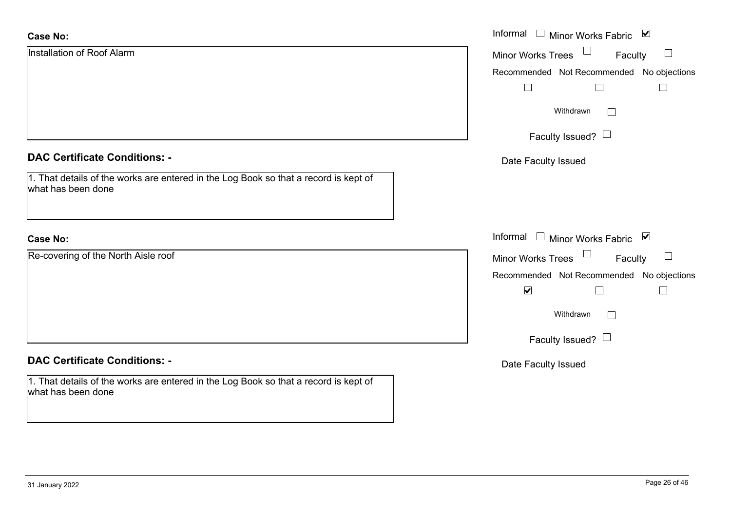**Case No:**

Installation of Roof Alarm

Informal ☐ Minor Works Fabric ☑

Minor Works Trees ☐ Faculty ☐

Recommended ☐ Not Recommended ☐ No objections ☐

Withdrawn ☐

Faculty Issued? ☐

Date Faculty Issued

**DAC Certificate Conditions: -**

1. That details of the works are entered in the Log Book so that a record is kept of what has been done

**Case No:**

Re-covering of the North Aisle roof

Informal ☐ Minor Works Fabric ☑

Minor Works Trees ☐ Faculty ☐

Recommended ☑ Not Recommended ☐ No objections ☐

Withdrawn ☐

Faculty Issued? ☐

Date Faculty Issued

**DAC Certificate Conditions: -**

1. That details of the works are entered in the Log Book so that a record is kept of what has been done

31 January 2022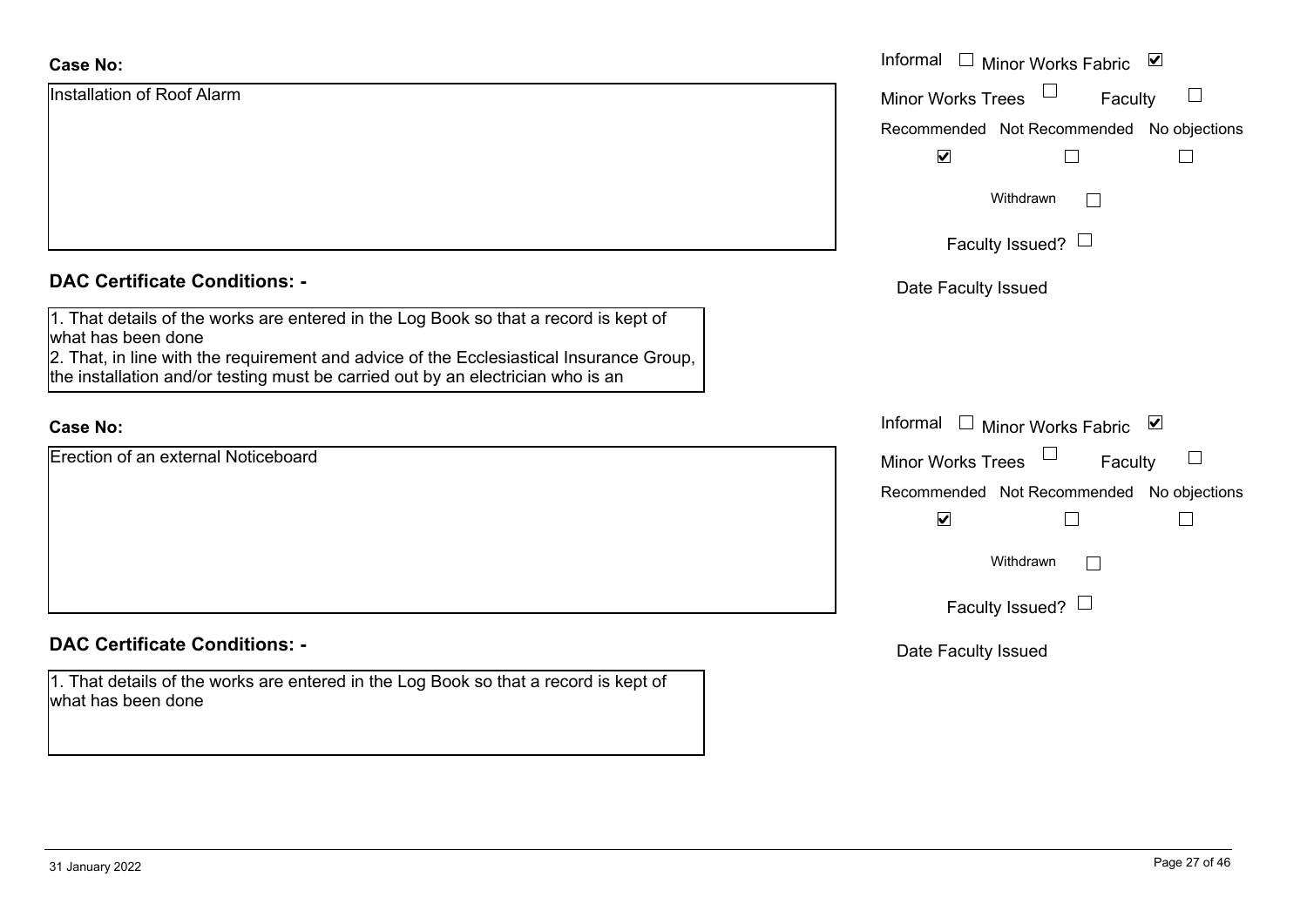**Case No:**

Installation of Roof Alarm

Informal ☐ Minor Works Fabric ☑

Minor Works Trees ☐ Faculty ☐

Recommended ☑ Not Recommended ☐ No objections ☐

Withdrawn ☐

Faculty Issued? ☐

Date Faculty Issued

**DAC Certificate Conditions: -**

1. That details of the works are entered in the Log Book so that a record is kept of what has been done
2. That, in line with the requirement and advice of the Ecclesiastical Insurance Group, the installation and/or testing must be carried out by an electrician who is an

**Case No:**

Erection of an external Noticeboard

Informal ☐ Minor Works Fabric ☑

Minor Works Trees ☐ Faculty ☐

Recommended ☑ Not Recommended ☐ No objections ☐

Withdrawn ☐

Faculty Issued? ☐

Date Faculty Issued

**DAC Certificate Conditions: -**

1. That details of the works are entered in the Log Book so that a record is kept of what has been done

31 January 2022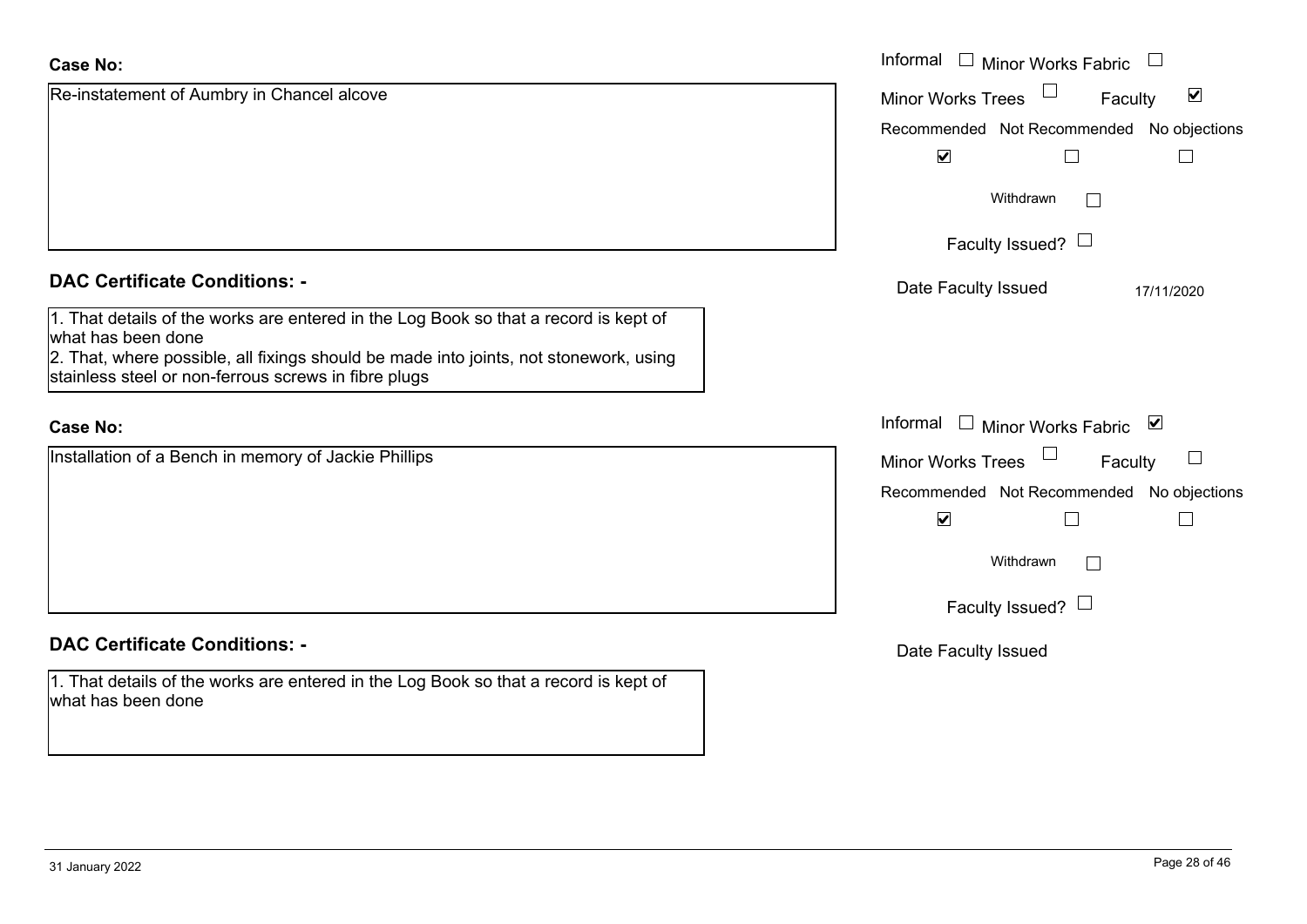**Case No:**

Re-instatement of Aumbry in Chancel alcove

Informal ☐ Minor Works Fabric ☐
Minor Works Trees ☐ Faculty ☑

| Recommended | Not Recommended | No objections |
| --- | --- | --- |
| ☑ | ☐ | ☐ |

Withdrawn ☐

Faculty Issued? ☐

Date Faculty Issued 17/11/2020

**DAC Certificate Conditions: -**

1. That details of the works are entered in the Log Book so that a record is kept of what has been done
2. That, where possible, all fixings should be made into joints, not stonework, using stainless steel or non-ferrous screws in fibre plugs

**Case No:**

Installation of a Bench in memory of Jackie Phillips

Informal ☐ Minor Works Fabric ☑
Minor Works Trees ☐ Faculty ☐

| Recommended | Not Recommended | No objections |
| --- | --- | --- |
| ☑ | ☐ | ☐ |

Withdrawn ☐

Faculty Issued? ☐

Date Faculty Issued

**DAC Certificate Conditions: -**

1. That details of the works are entered in the Log Book so that a record is kept of what has been done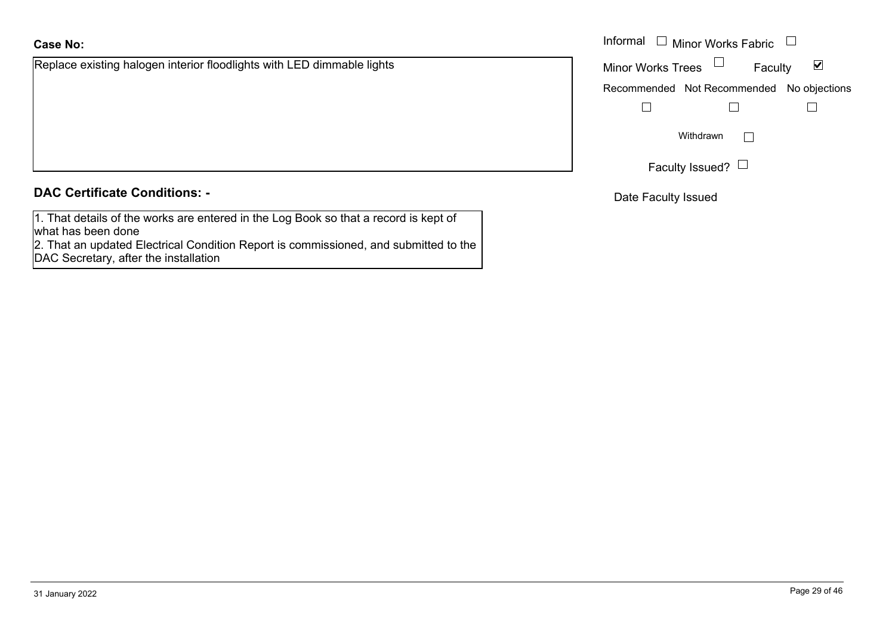**Case No:**

Replace existing halogen interior floodlights with LED dimmable lights

Informal ☐ Minor Works Fabric ☐

Minor Works Trees ☐ Faculty ☑

Recommended ☐ Not Recommended ☐ No objections ☐

Withdrawn ☐

Faculty Issued? ☐

Date Faculty Issued

**DAC Certificate Conditions: -**

1. That details of the works are entered in the Log Book so that a record is kept of what has been done
2. That an updated Electrical Condition Report is commissioned, and submitted to the DAC Secretary, after the installation

31 January 2022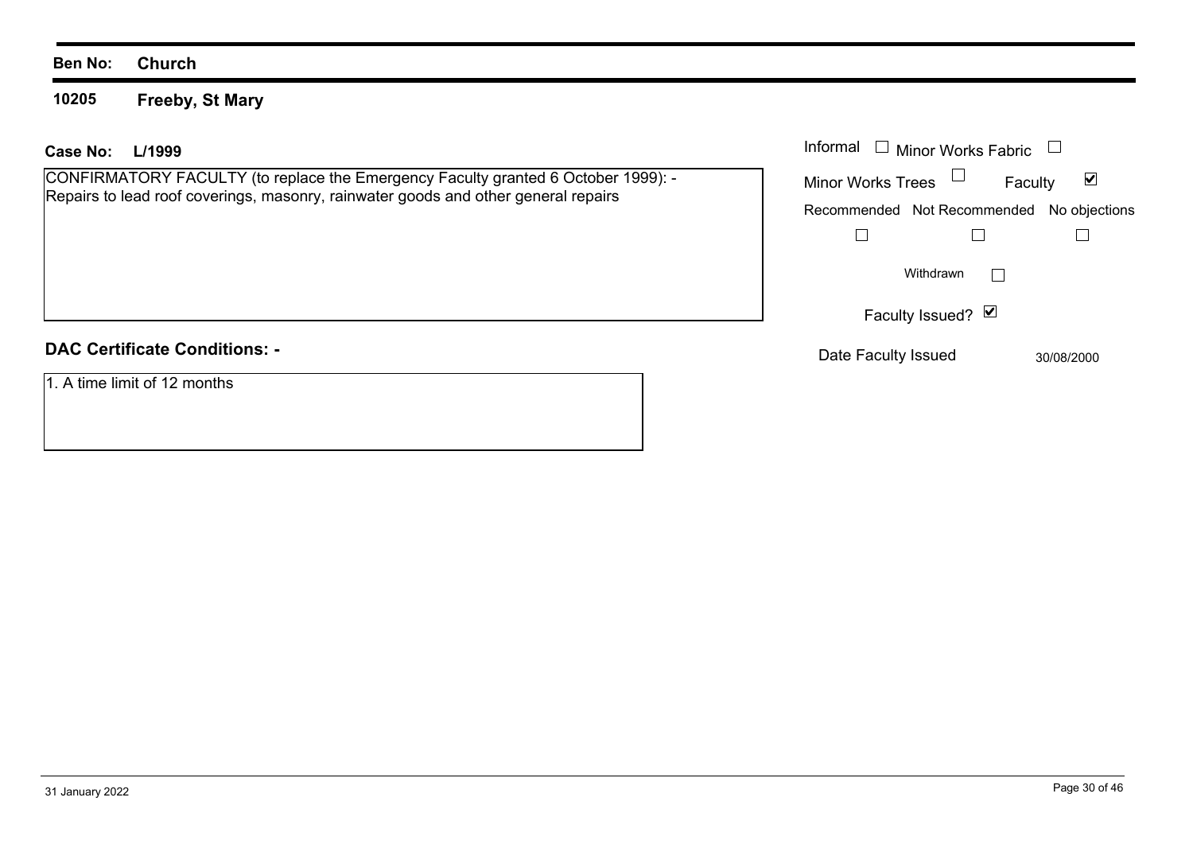**Ben No:** **Church**

**10205** **Freeby, St Mary**

**Case No:** **L/1999**

CONFIRMATORY FACULTY (to replace the Emergency Faculty granted 6 October 1999): - Repairs to lead roof coverings, masonry, rainwater goods and other general repairs

Informal ☐ Minor Works Fabric ☐

Minor Works Trees ☐ Faculty ☑

| Recommended | Not Recommended | No objections |
|---|---|---|
| ☐ | ☐ | ☐ |

Withdrawn ☐

Faculty Issued? ☑

Date Faculty Issued 30/08/2000

**DAC Certificate Conditions: -**

1. A time limit of 12 months

31 January 2022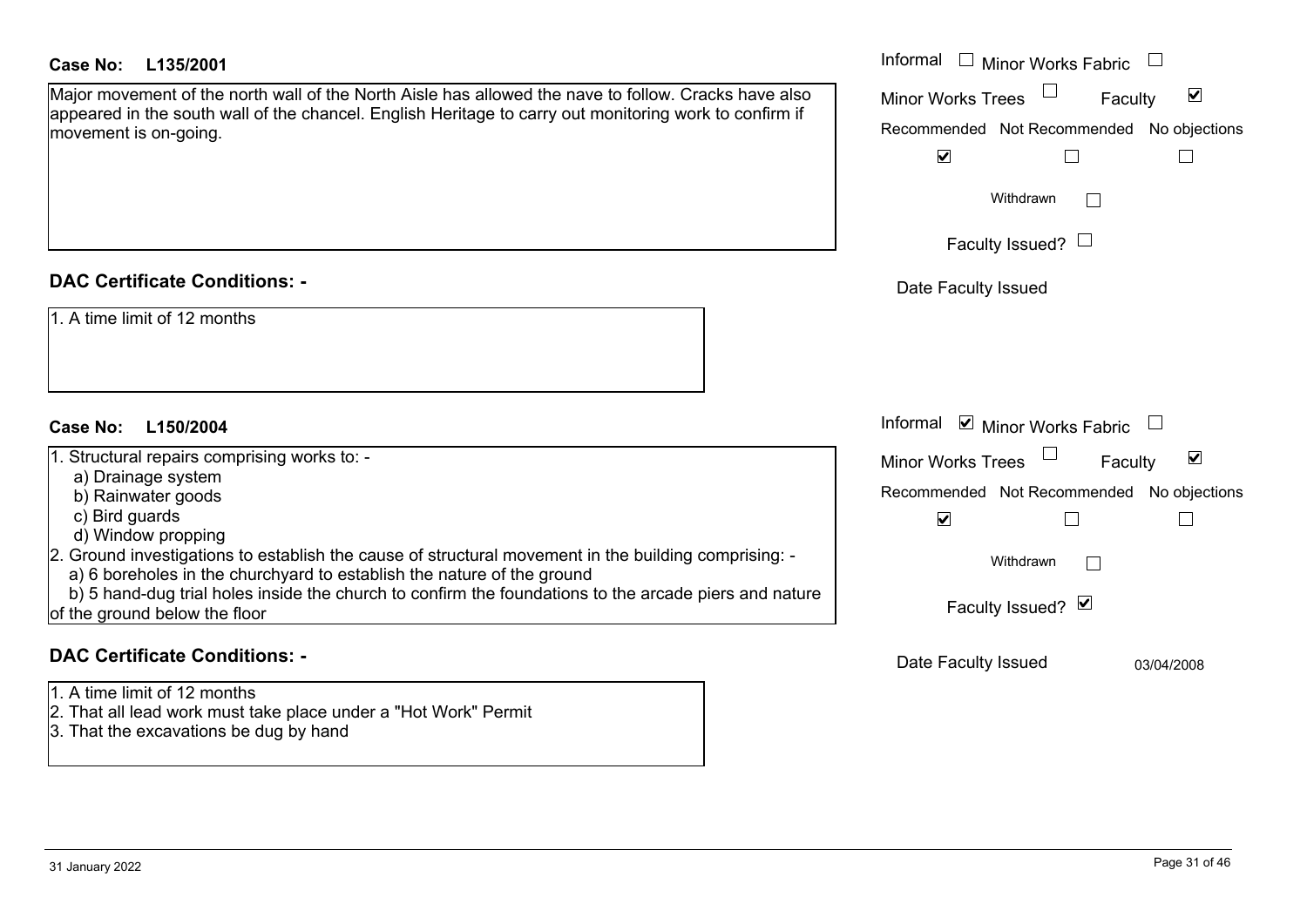**Case No: L135/2001**

Major movement of the north wall of the North Aisle has allowed the nave to follow. Cracks have also appeared in the south wall of the chancel. English Heritage to carry out monitoring work to confirm if movement is on-going.

- Informal ☐
- Minor Works Fabric ☐
- Minor Works Trees ☐
- Faculty ☑

| Recommended | Not Recommended | No objections |
|---|---|---|
| ☑ | ☐ | ☐ |

Withdrawn ☐

Faculty Issued? ☐

Date Faculty Issued

**DAC Certificate Conditions: -**

1. A time limit of 12 months

**Case No: L150/2004**

1. Structural repairs comprising works to: -
   - a) Drainage system
   - b) Rainwater goods
   - c) Bird guards
   - d) Window propping
2. Ground investigations to establish the cause of structural movement in the building comprising: -
   - a) 6 boreholes in the churchyard to establish the nature of the ground
   - b) 5 hand-dug trial holes inside the church to confirm the foundations to the arcade piers and nature of the ground below the floor

- Informal ☑
- Minor Works Fabric ☐
- Minor Works Trees ☐
- Faculty ☑

| Recommended | Not Recommended | No objections |
|---|---|---|
| ☑ | ☐ | ☐ |

Withdrawn ☐

Faculty Issued? ☑

Date Faculty Issued 03/04/2008

**DAC Certificate Conditions: -**

1. A time limit of 12 months
2. That all lead work must take place under a "Hot Work" Permit
3. That the excavations be dug by hand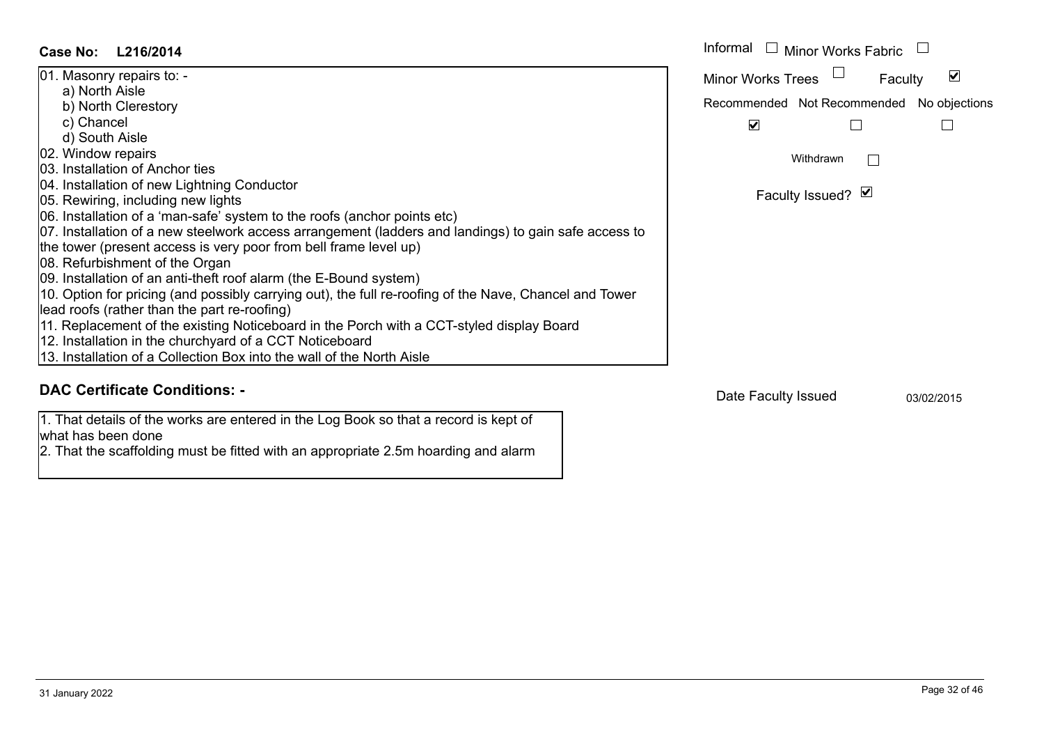**Case No: L216/2014**

01. Masonry repairs to: -
    a) North Aisle
    b) North Clerestory
    c) Chancel
    d) South Aisle
02. Window repairs
03. Installation of Anchor ties
04. Installation of new Lightning Conductor
05. Rewiring, including new lights
06. Installation of a 'man-safe' system to the roofs (anchor points etc)
07. Installation of a new steelwork access arrangement (ladders and landings) to gain safe access to the tower (present access is very poor from bell frame level up)
08. Refurbishment of the Organ
09. Installation of an anti-theft roof alarm (the E-Bound system)
10. Option for pricing (and possibly carrying out), the full re-roofing of the Nave, Chancel and Tower lead roofs (rather than the part re-roofing)
11. Replacement of the existing Noticeboard in the Porch with a CCT-styled display Board
12. Installation in the churchyard of a CCT Noticeboard
13. Installation of a Collection Box into the wall of the North Aisle

Informal ☐ Minor Works Fabric ☐
Minor Works Trees ☐ Faculty ☑

| Recommended | Not Recommended | No objections |
| --- | --- | --- |
| ☑ | ☐ | ☐ |

Withdrawn ☐

Faculty Issued? ☑

## DAC Certificate Conditions: -

1. That details of the works are entered in the Log Book so that a record is kept of what has been done
2. That the scaffolding must be fitted with an appropriate 2.5m hoarding and alarm

Date Faculty Issued 03/02/2015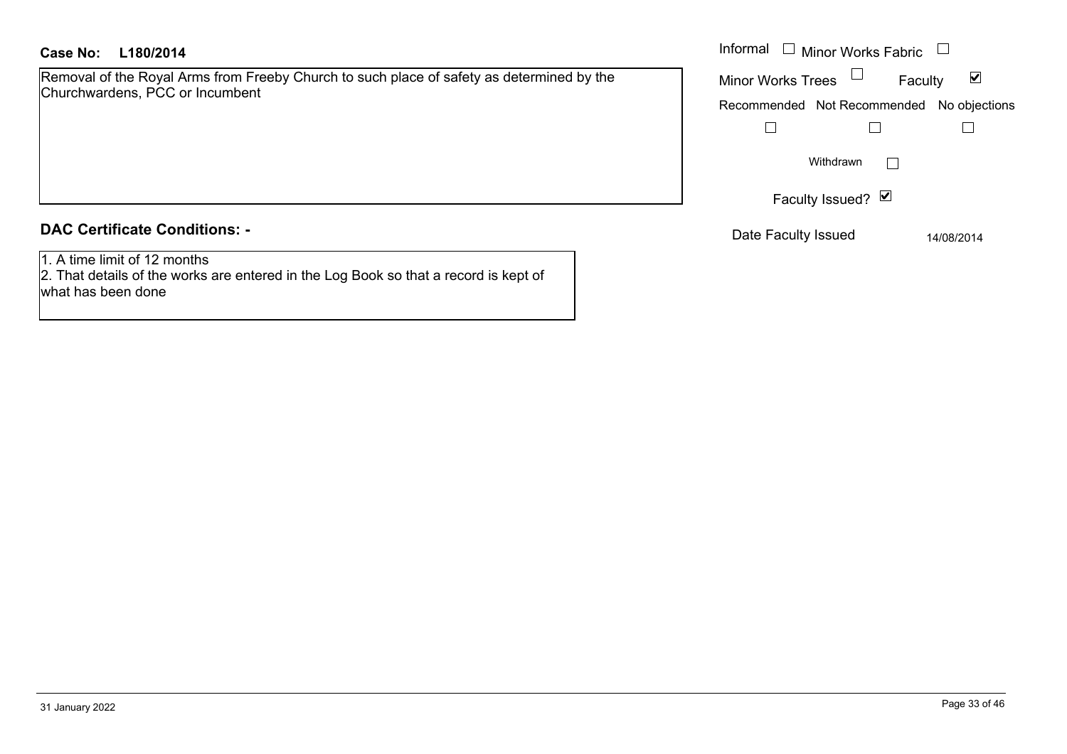**Case No: L180/2014**

Removal of the Royal Arms from Freeby Church to such place of safety as determined by the Churchwardens, PCC or Incumbent

Informal ☐ Minor Works Fabric ☐

Minor Works Trees ☐ Faculty ☑

Recommended ☐ Not Recommended ☐ No objections ☐

Withdrawn ☐

Faculty Issued? ☑

Date Faculty Issued 14/08/2014

## DAC Certificate Conditions: -

1. A time limit of 12 months
2. That details of the works are entered in the Log Book so that a record is kept of what has been done

31 January 2022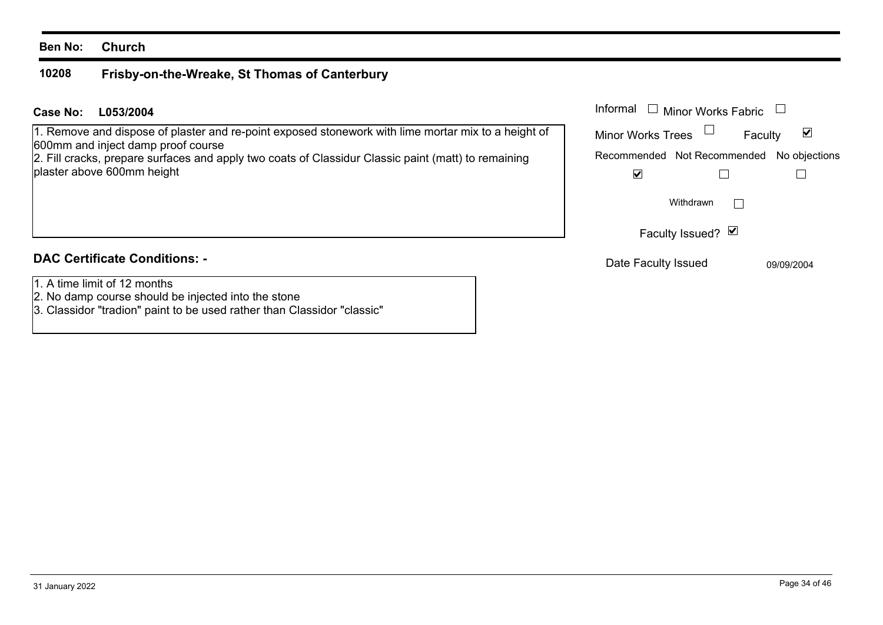**Ben No:** **Church**

## 10208 Frisby-on-the-Wreake, St Thomas of Canterbury

**Case No:** **L053/2004**

1. Remove and dispose of plaster and re-point exposed stonework with lime mortar mix to a height of 600mm and inject damp proof course
2. Fill cracks, prepare surfaces and apply two coats of Classidur Classic paint (matt) to remaining plaster above 600mm height

| | |
|---|---|
| Informal | ☐ |
| Minor Works Fabric | ☐ |
| Minor Works Trees | ☐ |
| Faculty | ☑ |

| Recommended | Not Recommended | No objections |
|---|---|---|
| ☑ | ☐ | ☐ |

Withdrawn ☐

Faculty Issued? ☑

Date Faculty Issued 09/09/2004

### DAC Certificate Conditions: -

1. A time limit of 12 months
2. No damp course should be injected into the stone
3. Classidor "tradion" paint to be used rather than Classidor "classic"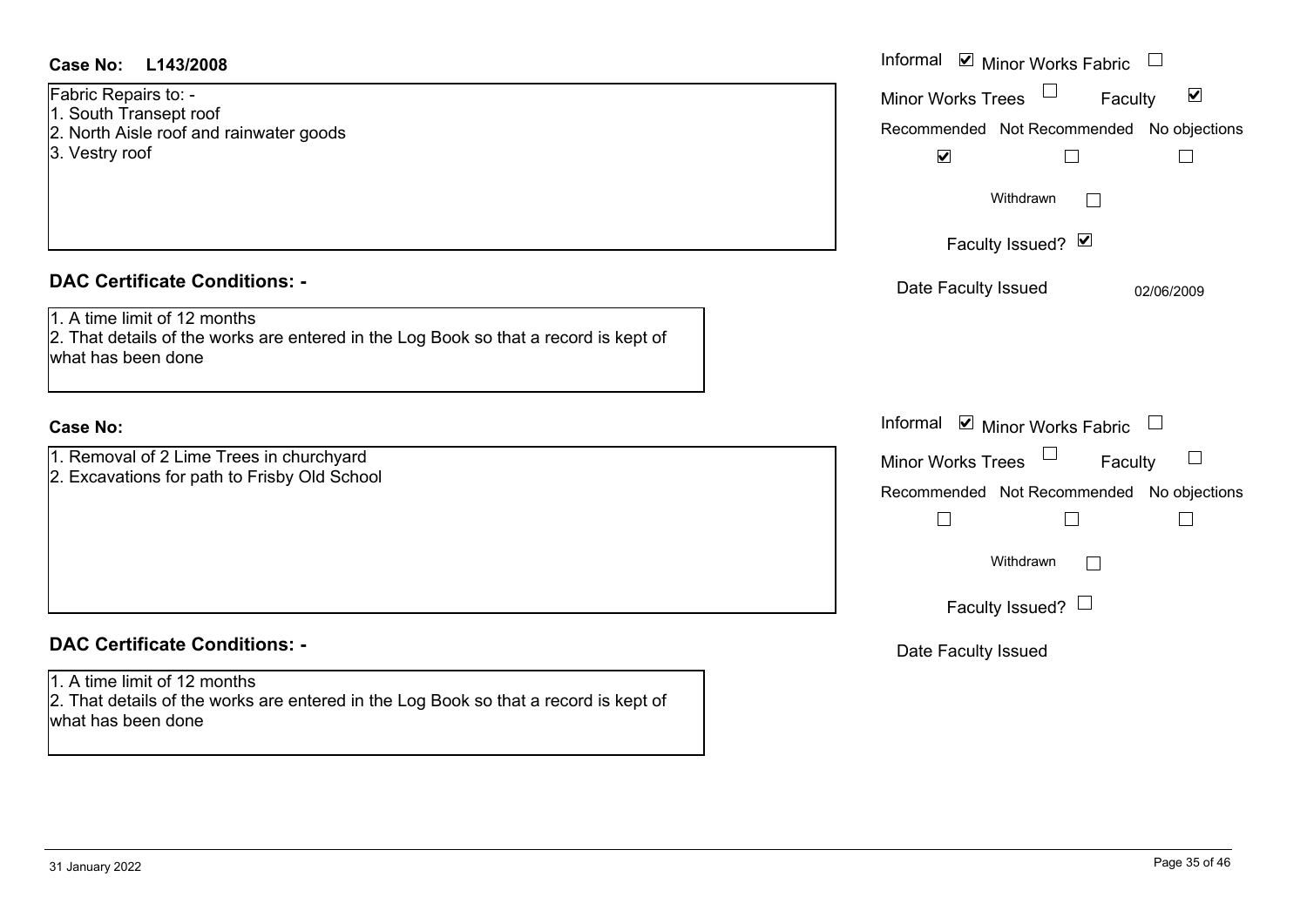**Case No: L143/2008**

Fabric Repairs to: -
1. South Transept roof
2. North Aisle roof and rainwater goods
3. Vestry roof

Informal ☑ Minor Works Fabric ☐
Minor Works Trees ☐ Faculty ☑

| Recommended | Not Recommended | No objections |
|---|---|---|
| ☑ | ☐ | ☐ |

Withdrawn ☐

Faculty Issued? ☑

Date Faculty Issued 02/06/2009

## DAC Certificate Conditions: -

1. A time limit of 12 months
2. That details of the works are entered in the Log Book so that a record is kept of what has been done

**Case No:**

1. Removal of 2 Lime Trees in churchyard
2. Excavations for path to Frisby Old School

Informal ☑ Minor Works Fabric ☐
Minor Works Trees ☐ Faculty ☐

| Recommended | Not Recommended | No objections |
|---|---|---|
| ☐ | ☐ | ☐ |

Withdrawn ☐

Faculty Issued? ☐

Date Faculty Issued

## DAC Certificate Conditions: -

1. A time limit of 12 months
2. That details of the works are entered in the Log Book so that a record is kept of what has been done

31 January 2022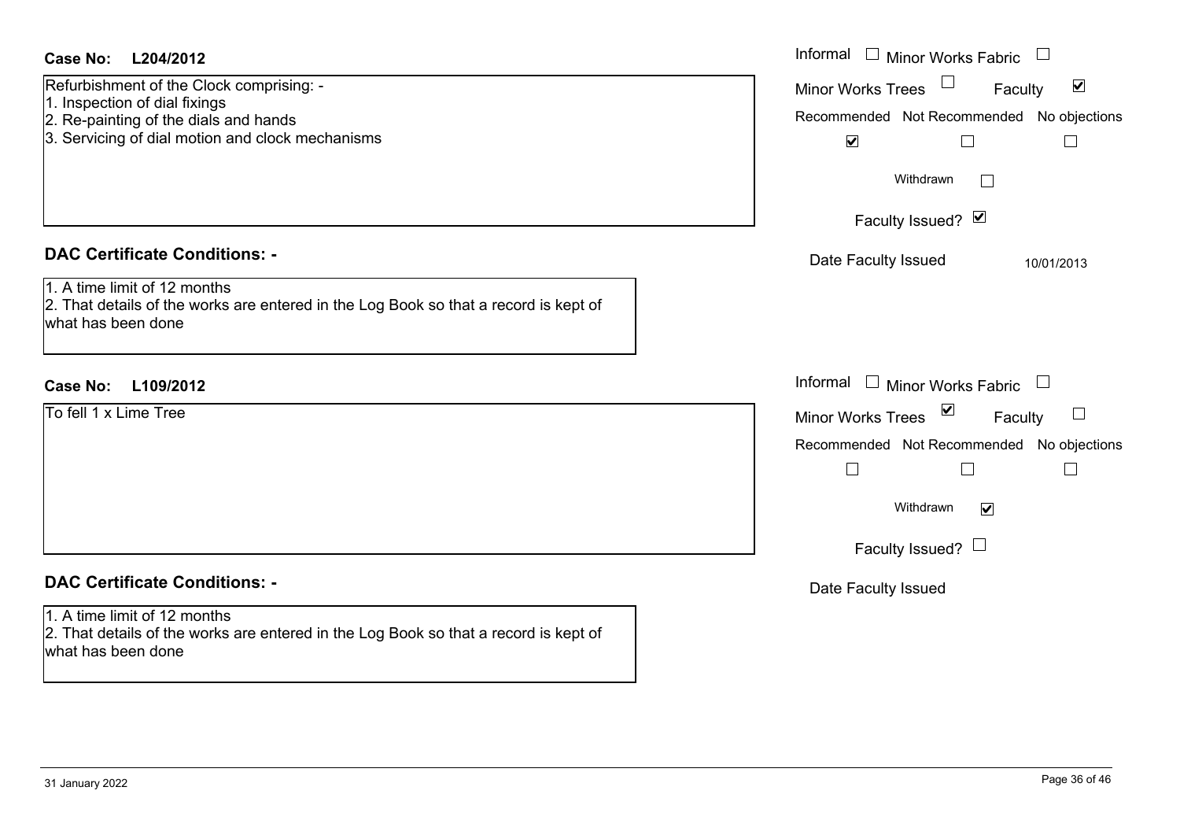**Case No: L204/2012**

Refurbishment of the Clock comprising: -
1. Inspection of dial fixings
2. Re-painting of the dials and hands
3. Servicing of dial motion and clock mechanisms

Informal ☐ Minor Works Fabric ☐
Minor Works Trees ☐ Faculty ☑
Recommended ☑ Not Recommended ☐ No objections ☐
Withdrawn ☐
Faculty Issued? ☑
Date Faculty Issued 10/01/2013

**DAC Certificate Conditions: -**

1. A time limit of 12 months
2. That details of the works are entered in the Log Book so that a record is kept of what has been done

**Case No: L109/2012**

To fell 1 x Lime Tree

Informal ☐ Minor Works Fabric ☐
Minor Works Trees ☑ Faculty ☐
Recommended ☐ Not Recommended ☐ No objections ☐
Withdrawn ☑
Faculty Issued? ☐
Date Faculty Issued

**DAC Certificate Conditions: -**

1. A time limit of 12 months
2. That details of the works are entered in the Log Book so that a record is kept of what has been done

31 January 2022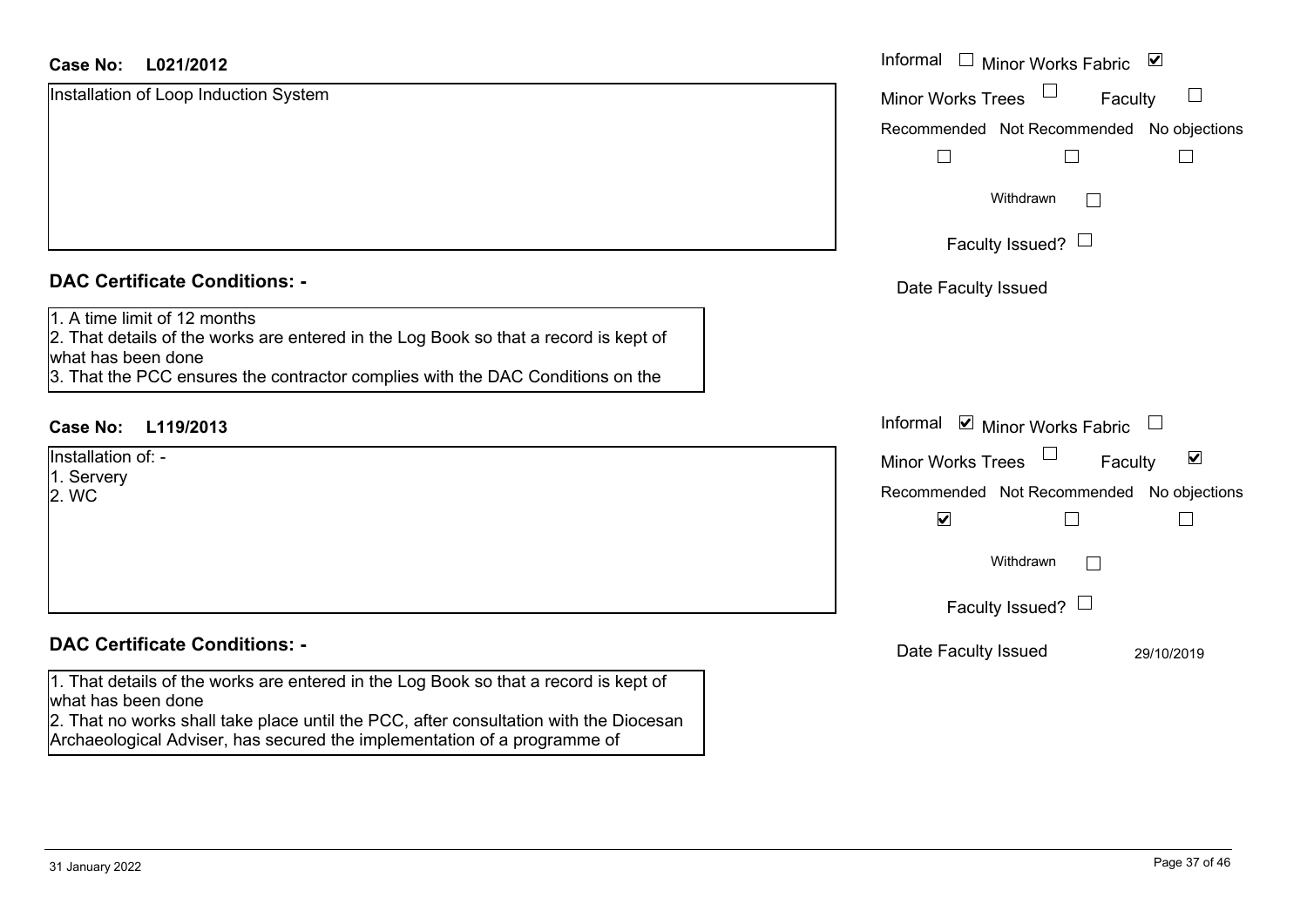**Case No: L021/2012**

Installation of Loop Induction System

Informal ☐ Minor Works Fabric ☑

Minor Works Trees ☐ Faculty ☐

Recommended ☐ Not Recommended ☐ No objections ☐

Withdrawn ☐

Faculty Issued? ☐

Date Faculty Issued

## DAC Certificate Conditions: -

1. A time limit of 12 months
2. That details of the works are entered in the Log Book so that a record is kept of what has been done
3. That the PCC ensures the contractor complies with the DAC Conditions on the

**Case No: L119/2013**

Installation of: -
1. Servery
2. WC

Informal ☑ Minor Works Fabric ☐

Minor Works Trees ☐ Faculty ☑

Recommended ☑ Not Recommended ☐ No objections ☐

Withdrawn ☐

Faculty Issued? ☐

Date Faculty Issued 29/10/2019

## DAC Certificate Conditions: -

1. That details of the works are entered in the Log Book so that a record is kept of what has been done
2. That no works shall take place until the PCC, after consultation with the Diocesan Archaeological Adviser, has secured the implementation of a programme of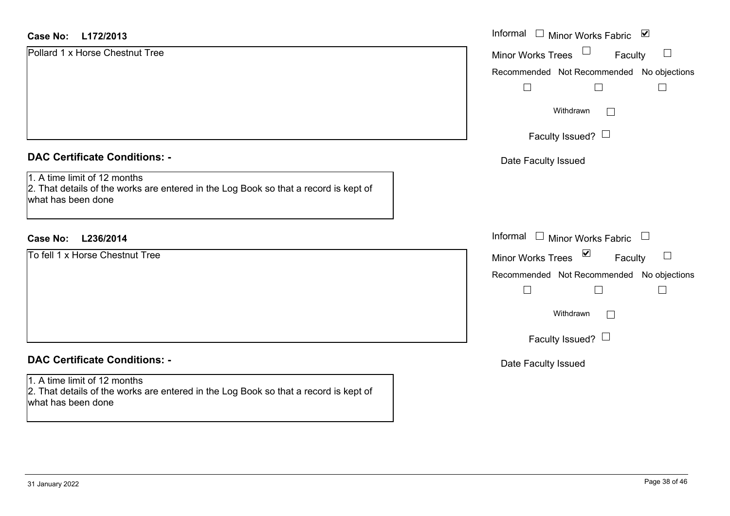**Case No: L172/2013**

Pollard 1 x Horse Chestnut Tree

Informal ☐ Minor Works Fabric ☑

Minor Works Trees ☐ Faculty ☐

Recommended ☐ Not Recommended ☐ No objections ☐

Withdrawn ☐

Faculty Issued? ☐

Date Faculty Issued

### DAC Certificate Conditions: -

1. A time limit of 12 months
2. That details of the works are entered in the Log Book so that a record is kept of what has been done

**Case No: L236/2014**

To fell 1 x Horse Chestnut Tree

Informal ☐ Minor Works Fabric ☐

Minor Works Trees ☑ Faculty ☐

Recommended ☐ Not Recommended ☐ No objections ☐

Withdrawn ☐

Faculty Issued? ☐

Date Faculty Issued

### DAC Certificate Conditions: -

1. A time limit of 12 months
2. That details of the works are entered in the Log Book so that a record is kept of what has been done

31 January 2022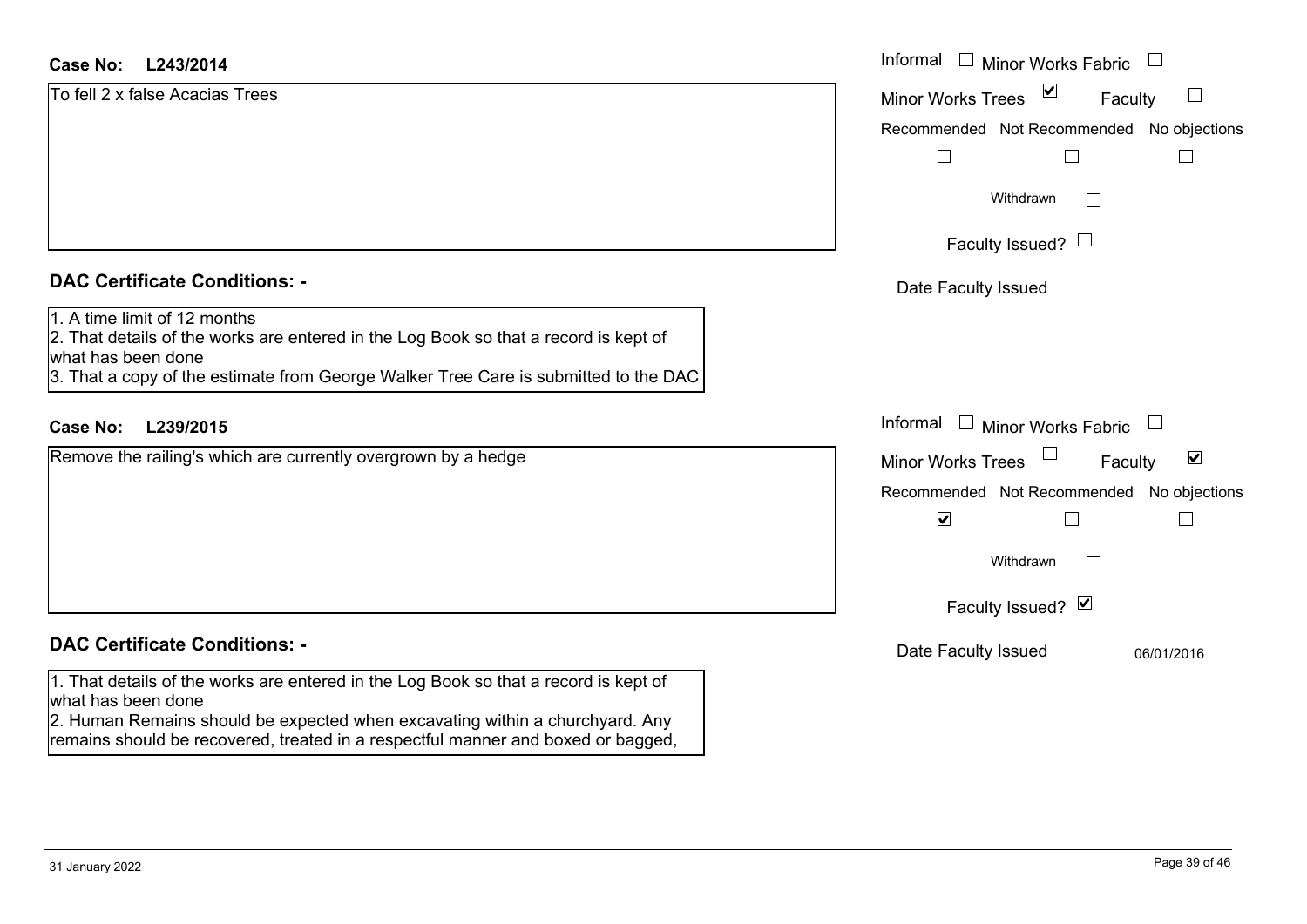**Case No: L243/2014**

To fell 2 x false Acacias Trees

| | |
|---|---|
| Informal ☐ | Minor Works Fabric ☐ |
| Minor Works Trees ☑ | Faculty ☐ |

| Recommended | Not Recommended | No objections |
|---|---|---|
| ☐ | ☐ | ☐ |

Withdrawn ☐

Faculty Issued? ☐

Date Faculty Issued

### DAC Certificate Conditions: -

1. A time limit of 12 months
2. That details of the works are entered in the Log Book so that a record is kept of what has been done
3. That a copy of the estimate from George Walker Tree Care is submitted to the DAC

**Case No: L239/2015**

Remove the railing's which are currently overgrown by a hedge

| | |
|---|---|
| Informal ☐ | Minor Works Fabric ☐ |
| Minor Works Trees ☐ | Faculty ☑ |

| Recommended | Not Recommended | No objections |
|---|---|---|
| ☑ | ☐ | ☐ |

Withdrawn ☐

Faculty Issued? ☑

Date Faculty Issued 06/01/2016

### DAC Certificate Conditions: -

1. That details of the works are entered in the Log Book so that a record is kept of what has been done
2. Human Remains should be expected when excavating within a churchyard. Any remains should be recovered, treated in a respectful manner and boxed or bagged,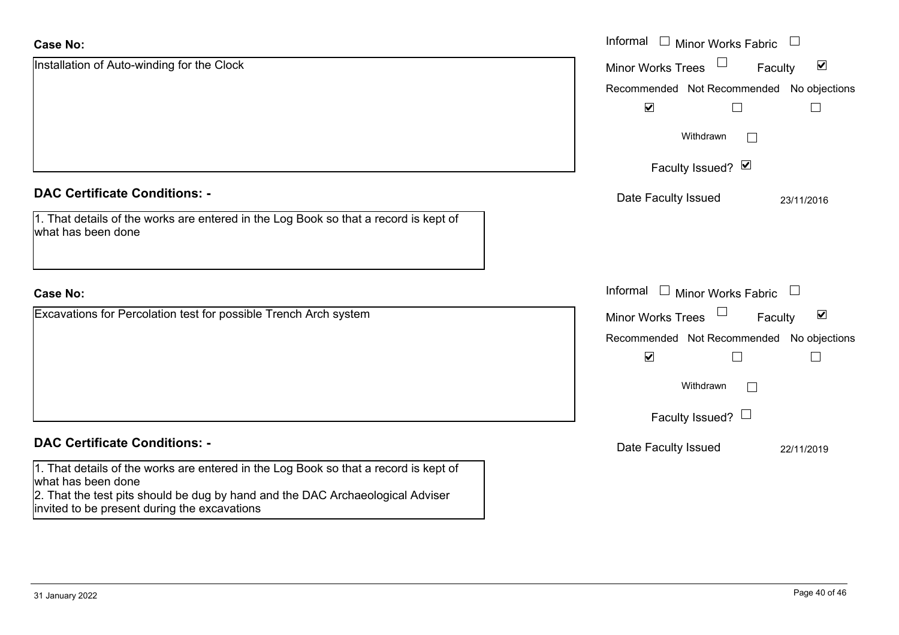**Case No:**

Installation of Auto-winding for the Clock

Informal ☐ Minor Works Fabric ☐
Minor Works Trees ☐ Faculty ☑

| Recommended | Not Recommended | No objections |
|---|---|---|
| ☑ | ☐ | ☐ |

Withdrawn ☐

Faculty Issued? ☑

Date Faculty Issued 23/11/2016

**DAC Certificate Conditions: -**

1. That details of the works are entered in the Log Book so that a record is kept of what has been done

**Case No:**

Excavations for Percolation test for possible Trench Arch system

Informal ☐ Minor Works Fabric ☐
Minor Works Trees ☐ Faculty ☑

| Recommended | Not Recommended | No objections |
|---|---|---|
| ☑ | ☐ | ☐ |

Withdrawn ☐

Faculty Issued? ☐

Date Faculty Issued 22/11/2019

**DAC Certificate Conditions: -**

1. That details of the works are entered in the Log Book so that a record is kept of what has been done
2. That the test pits should be dug by hand and the DAC Archaeological Adviser invited to be present during the excavations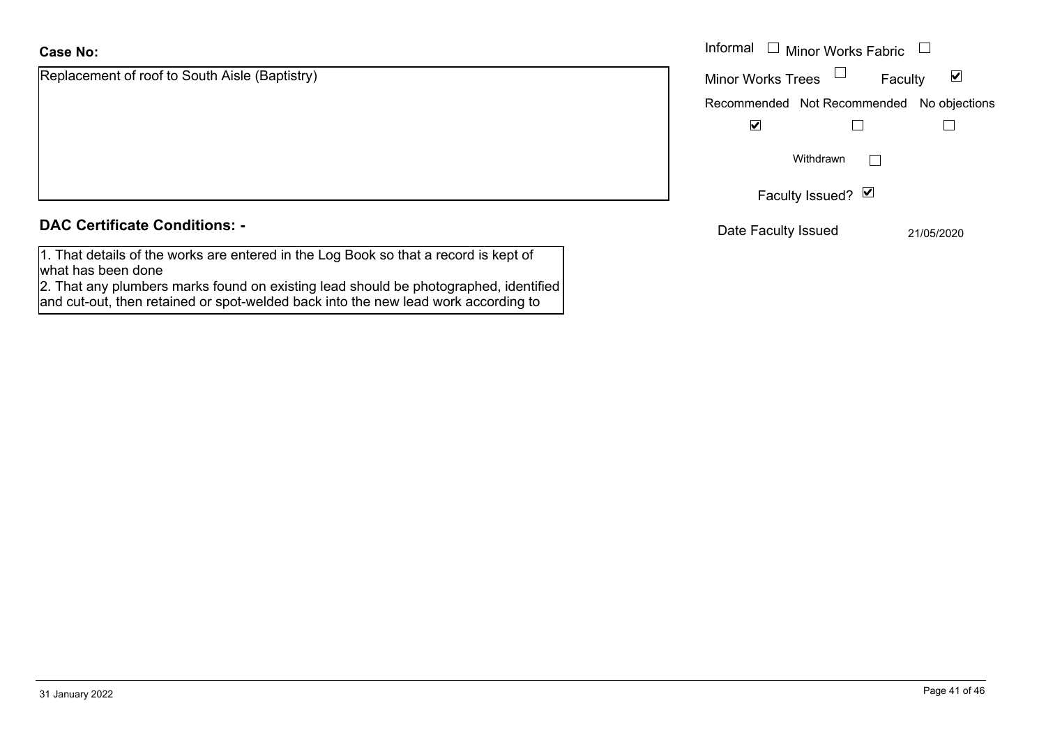**Case No:**

Replacement of roof to South Aisle (Baptistry)

Informal ☐ Minor Works Fabric ☐

Minor Works Trees ☐ Faculty ☑

| Recommended | Not Recommended | No objections |
| --- | --- | --- |
| ☑ | ☐ | ☐ |

Withdrawn ☐

Faculty Issued? ☑

Date Faculty Issued 21/05/2020

**DAC Certificate Conditions: -**

1. That details of the works are entered in the Log Book so that a record is kept of what has been done
2. That any plumbers marks found on existing lead should be photographed, identified and cut-out, then retained or spot-welded back into the new lead work according to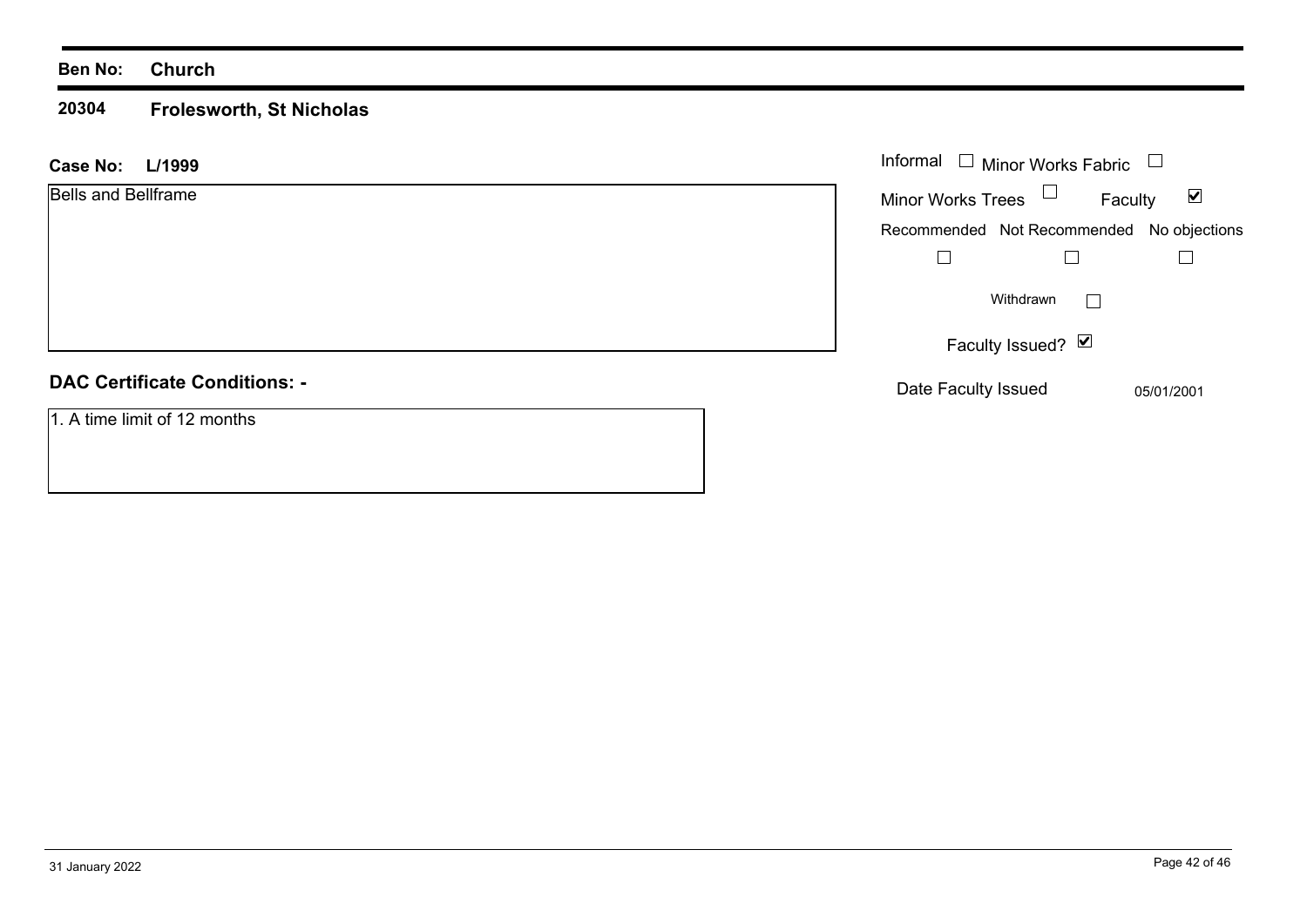**Ben No:** **Church**

**20304** **Frolesworth, St Nicholas**

**Case No:** **L/1999**

Bells and Bellframe

| | |
|---|---|
| Informal | ☐ |
| Minor Works Fabric | ☐ |
| Minor Works Trees | ☐ |
| Faculty | ☑ |

| Recommended | Not Recommended | No objections |
|---|---|---|
| ☐ | ☐ | ☐ |

Withdrawn ☐

Faculty Issued? ☑

Date Faculty Issued 05/01/2001

**DAC Certificate Conditions: -**

1. A time limit of 12 months

31 January 2022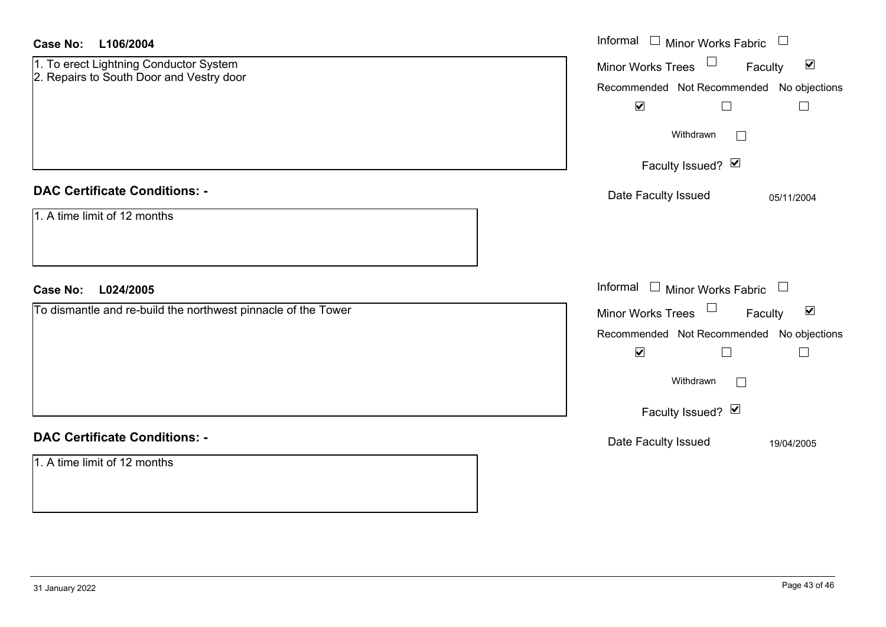**Case No:** **L106/2004**

1. To erect Lightning Conductor System
2. Repairs to South Door and Vestry door

Informal ☐ Minor Works Fabric ☐
Minor Works Trees ☐ Faculty ☑

| Recommended | Not Recommended | No objections |
|---|---|---|
| ☑ | ☐ | ☐ |

Withdrawn ☐

Faculty Issued? ☑

Date Faculty Issued 05/11/2004

## DAC Certificate Conditions: -

1. A time limit of 12 months

**Case No:** **L024/2005**

To dismantle and re-build the northwest pinnacle of the Tower

Informal ☐ Minor Works Fabric ☐
Minor Works Trees ☐ Faculty ☑

| Recommended | Not Recommended | No objections |
|---|---|---|
| ☑ | ☐ | ☐ |

Withdrawn ☐

Faculty Issued? ☑

Date Faculty Issued 19/04/2005

## DAC Certificate Conditions: -

1. A time limit of 12 months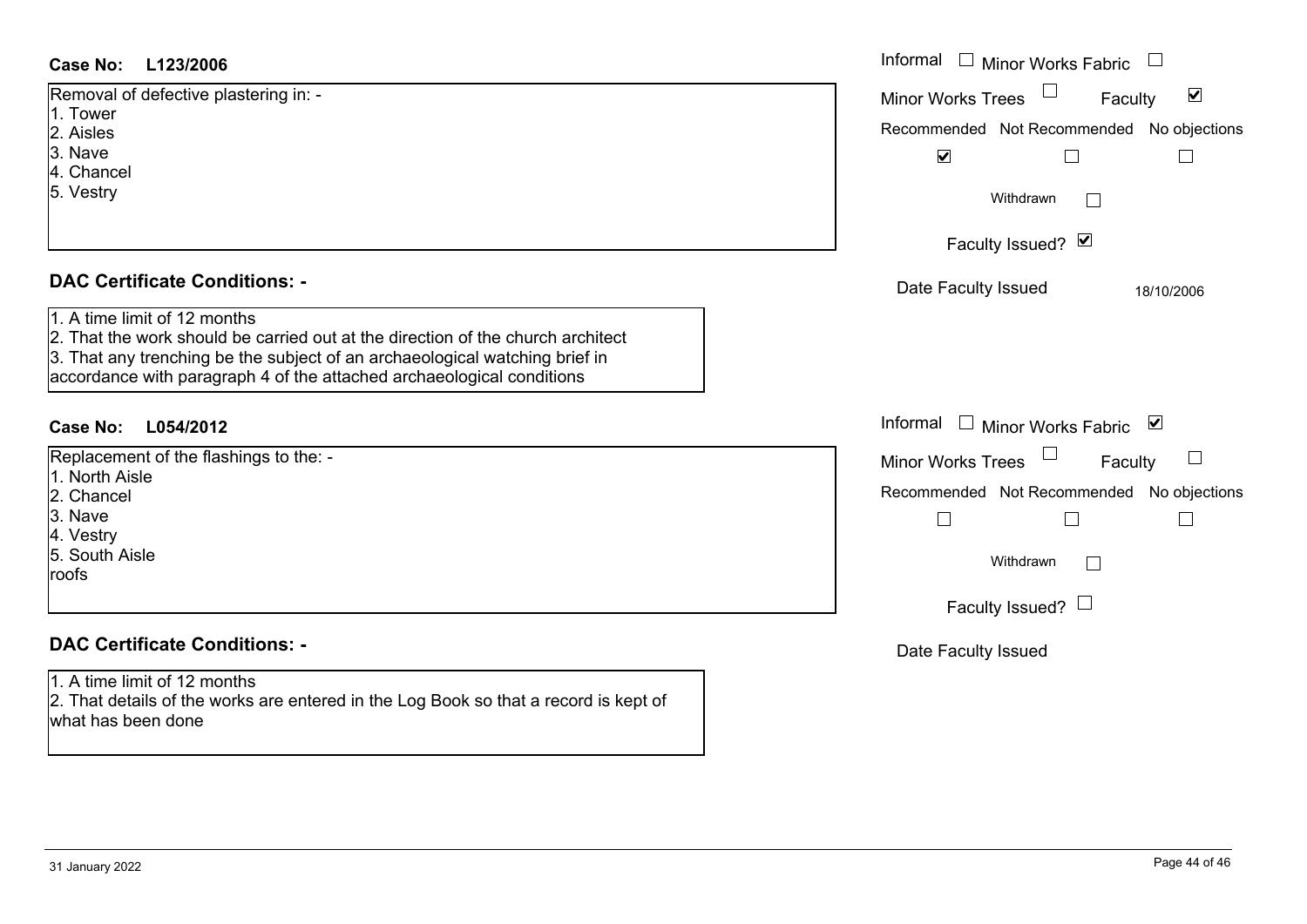**Case No: L123/2006**

Removal of defective plastering in: -
1. Tower
2. Aisles
3. Nave
4. Chancel
5. Vestry

Informal ☐ Minor Works Fabric ☐
Minor Works Trees ☐ Faculty ☑

| Recommended | Not Recommended | No objections |
|---|---|---|
| ☑ | ☐ | ☐ |

Withdrawn ☐

Faculty Issued? ☑

Date Faculty Issued 18/10/2006

## DAC Certificate Conditions: -

1. A time limit of 12 months
2. That the work should be carried out at the direction of the church architect
3. That any trenching be the subject of an archaeological watching brief in accordance with paragraph 4 of the attached archaeological conditions

**Case No: L054/2012**

Replacement of the flashings to the: -
1. North Aisle
2. Chancel
3. Nave
4. Vestry
5. South Aisle

roofs

Informal ☐ Minor Works Fabric ☑
Minor Works Trees ☐ Faculty ☐

| Recommended | Not Recommended | No objections |
|---|---|---|
| ☐ | ☐ | ☐ |

Withdrawn ☐

Faculty Issued? ☐

Date Faculty Issued

## DAC Certificate Conditions: -

1. A time limit of 12 months
2. That details of the works are entered in the Log Book so that a record is kept of what has been done

31 January 2022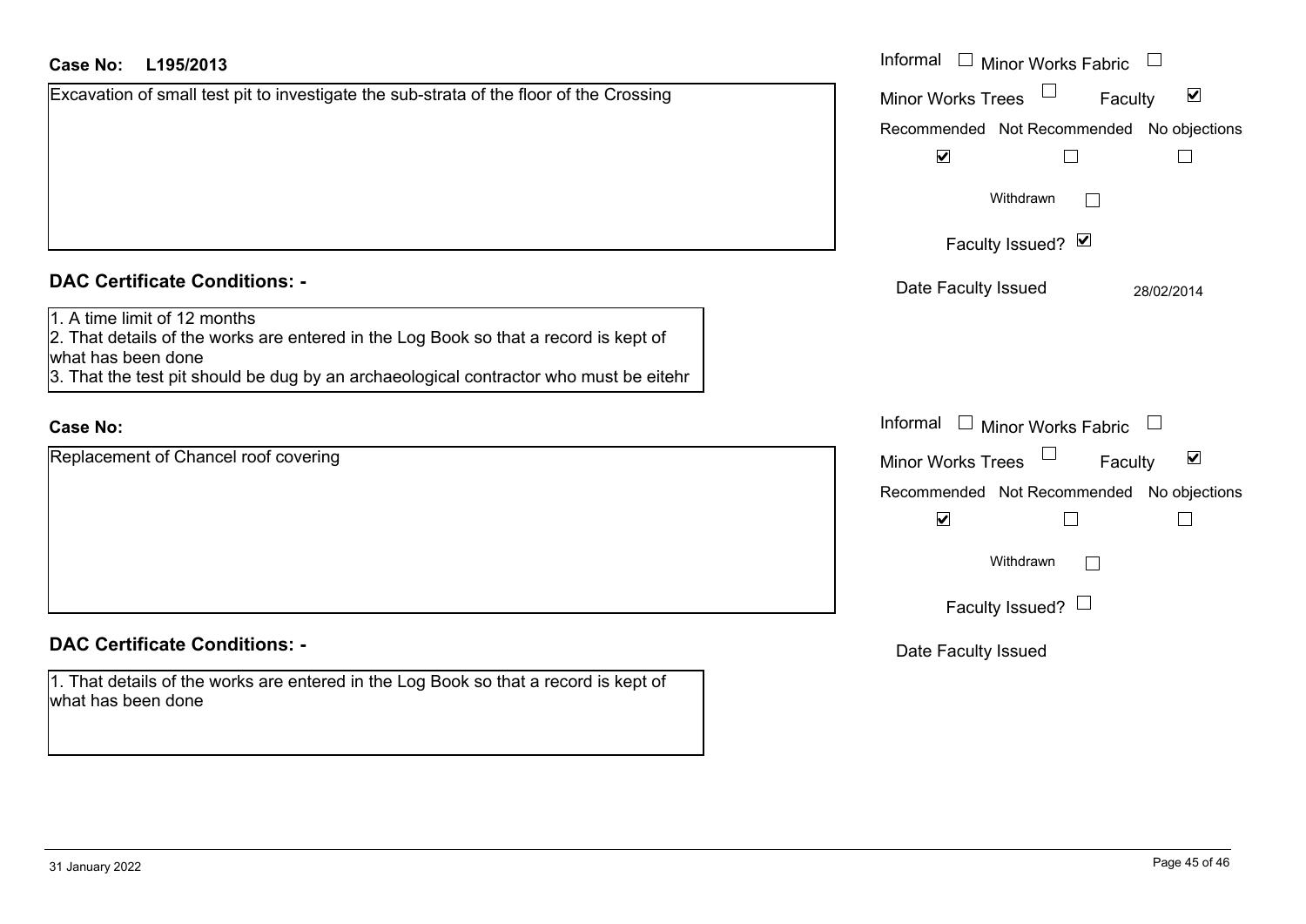**Case No: L195/2013**

Excavation of small test pit to investigate the sub-strata of the floor of the Crossing

Informal ☐ Minor Works Fabric ☐

Minor Works Trees ☐ Faculty ☑

| Recommended | Not Recommended | No objections |
| --- | --- | --- |
| ☑ | ☐ | ☐ |

Withdrawn ☐

Faculty Issued? ☑

Date Faculty Issued 28/02/2014

### DAC Certificate Conditions: -

1. A time limit of 12 months
2. That details of the works are entered in the Log Book so that a record is kept of what has been done
3. That the test pit should be dug by an archaeological contractor who must be eitehr

**Case No:**

Replacement of Chancel roof covering

Informal ☐ Minor Works Fabric ☐

Minor Works Trees ☐ Faculty ☑

| Recommended | Not Recommended | No objections |
| --- | --- | --- |
| ☑ | ☐ | ☐ |

Withdrawn ☐

Faculty Issued? ☐

Date Faculty Issued

### DAC Certificate Conditions: -

1. That details of the works are entered in the Log Book so that a record is kept of what has been done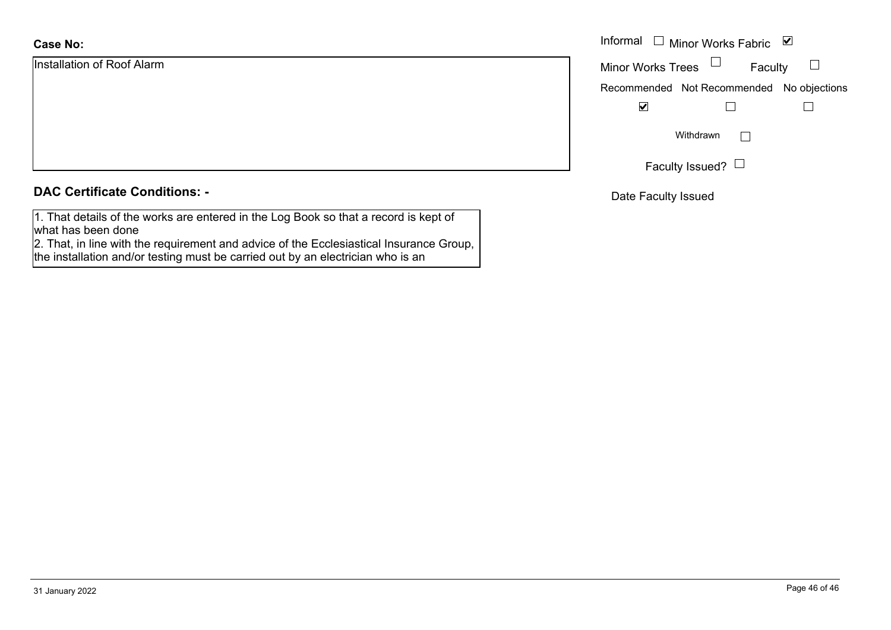**Case No:**

Installation of Roof Alarm

Informal ☐ Minor Works Fabric ☑

Minor Works Trees ☐ Faculty ☐

| Recommended | Not Recommended | No objections |
| --- | --- | --- |
| ☑ | ☐ | ☐ |

Withdrawn ☐

Faculty Issued? ☐

Date Faculty Issued

**DAC Certificate Conditions: -**

1. That details of the works are entered in the Log Book so that a record is kept of what has been done
2. That, in line with the requirement and advice of the Ecclesiastical Insurance Group, the installation and/or testing must be carried out by an electrician who is an